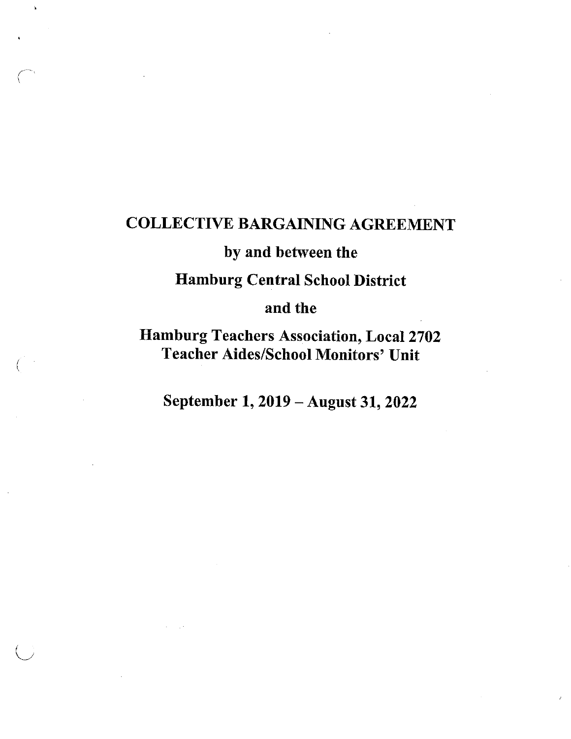# COLLECTIVE BARGAINING AGREEMENT

## by and between the

## Hamburg Central School District

## and the

## Hamburg Teachers Association, Local 2702
## Teacher Aides/School Monitors' Unit

## September 1, 2019 – August 31, 2022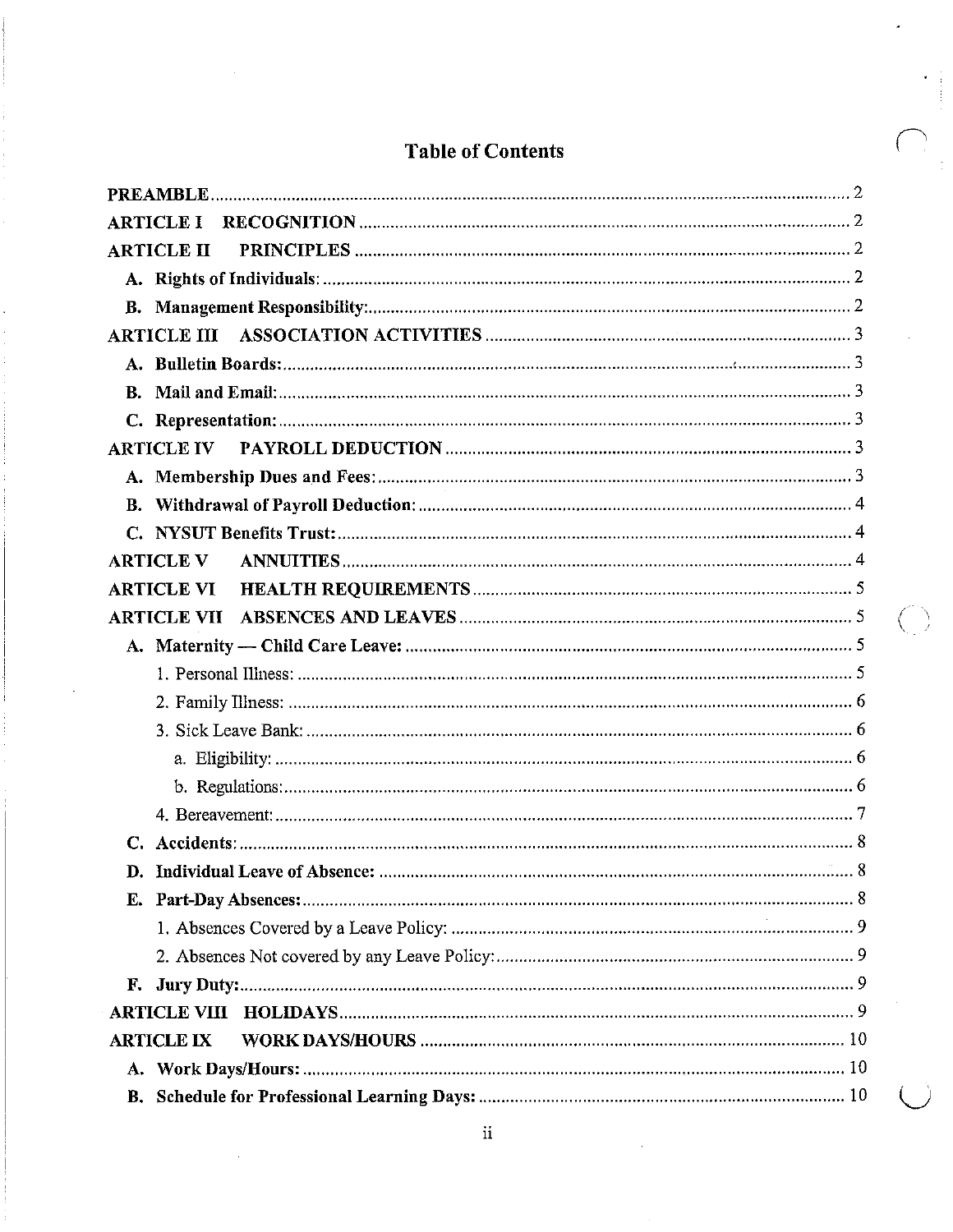# Table of Contents

**PREAMBLE** .......... 2

**ARTICLE I RECOGNITION** .......... 2

**ARTICLE II PRINCIPLES** .......... 2

- **A. Rights of Individuals:** .......... 2
- **B. Management Responsibility:** .......... 2

**ARTICLE III ASSOCIATION ACTIVITIES** .......... 3

- **A. Bulletin Boards:** .......... 3
- **B. Mail and Email:** .......... 3
- **C. Representation:** .......... 3

**ARTICLE IV PAYROLL DEDUCTION** .......... 3

- **A. Membership Dues and Fees:** .......... 3
- **B. Withdrawal of Payroll Deduction:** .......... 4
- **C. NYSUT Benefits Trust:** .......... 4

**ARTICLE V ANNUITIES** .......... 4

**ARTICLE VI HEALTH REQUIREMENTS** .......... 5

**ARTICLE VII ABSENCES AND LEAVES** .......... 5

- **A. Maternity — Child Care Leave:** .......... 5
  - 1. Personal Illness: .......... 5
  - 2. Family Illness: .......... 6
  - 3. Sick Leave Bank: .......... 6
    - a. Eligibility: .......... 6
    - b. Regulations: .......... 6
  - 4. Bereavement: .......... 7
- **C. Accidents:** .......... 8
- **D. Individual Leave of Absence:** .......... 8
- **E. Part-Day Absences:** .......... 8
  - 1. Absences Covered by a Leave Policy: .......... 9
  - 2. Absences Not covered by any Leave Policy: .......... 9
- **F. Jury Duty:** .......... 9

**ARTICLE VIII HOLIDAYS** .......... 9

**ARTICLE IX WORK DAYS/HOURS** .......... 10

- **A. Work Days/Hours:** .......... 10
- **B. Schedule for Professional Learning Days:** .......... 10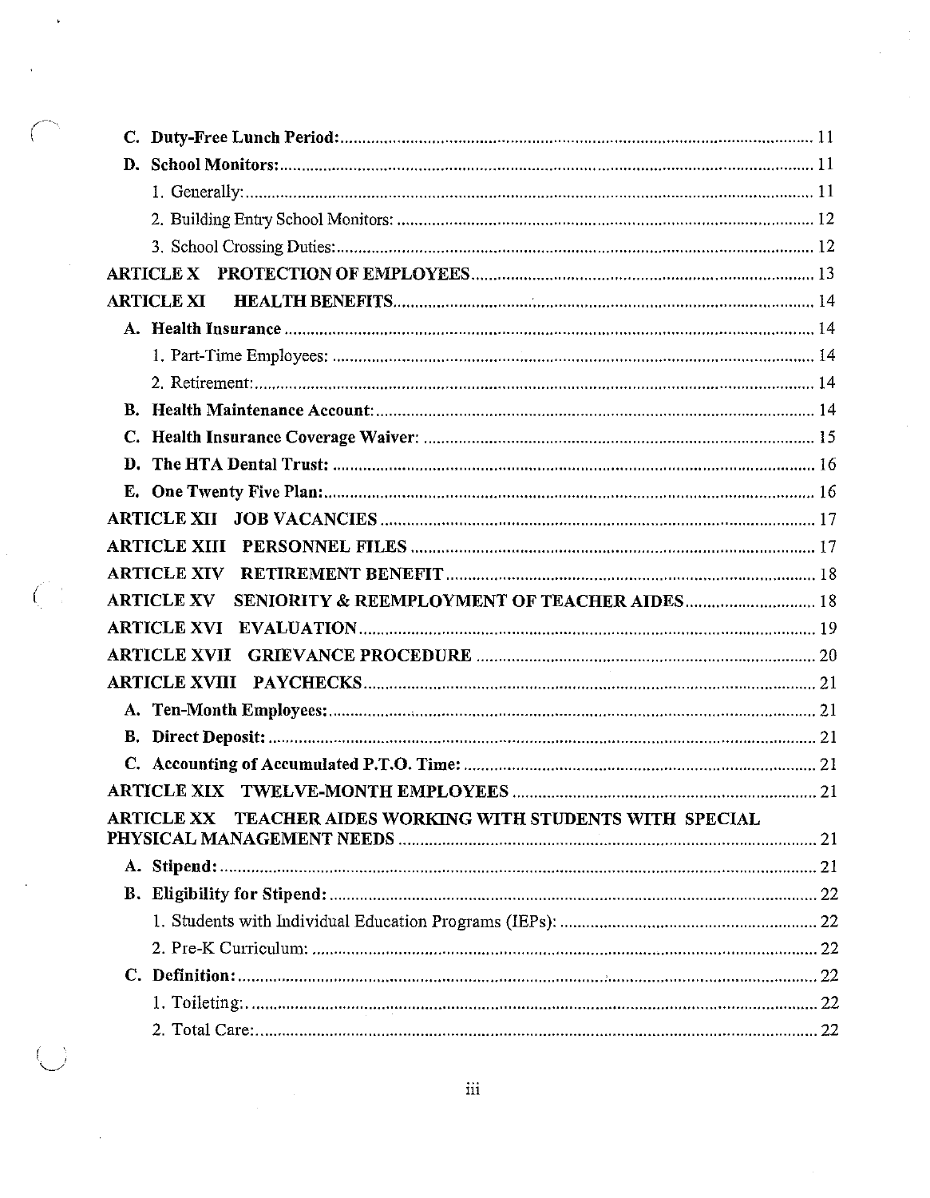- **C. Duty-Free Lunch Period:** ........ 11
- **D. School Monitors:** ........ 11
  - 1. Generally: ........ 11
  - 2. Building Entry School Monitors: ........ 12
  - 3. School Crossing Duties: ........ 12

**ARTICLE X PROTECTION OF EMPLOYEES** ........ 13

**ARTICLE XI HEALTH BENEFITS** ........ 14

- **A. Health Insurance** ........ 14
  - 1. Part-Time Employees: ........ 14
  - 2. Retirement: ........ 14
- **B. Health Maintenance Account:** ........ 14
- **C. Health Insurance Coverage Waiver:** ........ 15
- **D. The HTA Dental Trust:** ........ 16
- **E. One Twenty Five Plan:** ........ 16

**ARTICLE XII JOB VACANCIES** ........ 17

**ARTICLE XIII PERSONNEL FILES** ........ 17

**ARTICLE XIV RETIREMENT BENEFIT** ........ 18

**ARTICLE XV SENIORITY & REEMPLOYMENT OF TEACHER AIDES** ........ 18

**ARTICLE XVI EVALUATION** ........ 19

**ARTICLE XVII GRIEVANCE PROCEDURE** ........ 20

**ARTICLE XVIII PAYCHECKS** ........ 21

- **A. Ten-Month Employees:** ........ 21
- **B. Direct Deposit:** ........ 21
- **C. Accounting of Accumulated P.T.O. Time:** ........ 21

**ARTICLE XIX TWELVE-MONTH EMPLOYEES** ........ 21

**ARTICLE XX TEACHER AIDES WORKING WITH STUDENTS WITH SPECIAL PHYSICAL MANAGEMENT NEEDS** ........ 21

- **A. Stipend:** ........ 21
- **B. Eligibility for Stipend:** ........ 22
  - 1. Students with Individual Education Programs (IEPs): ........ 22
  - 2. Pre-K Curriculum: ........ 22
- **C. Definition:** ........ 22
  - 1. Toileting: ........ 22
  - 2. Total Care: ........ 22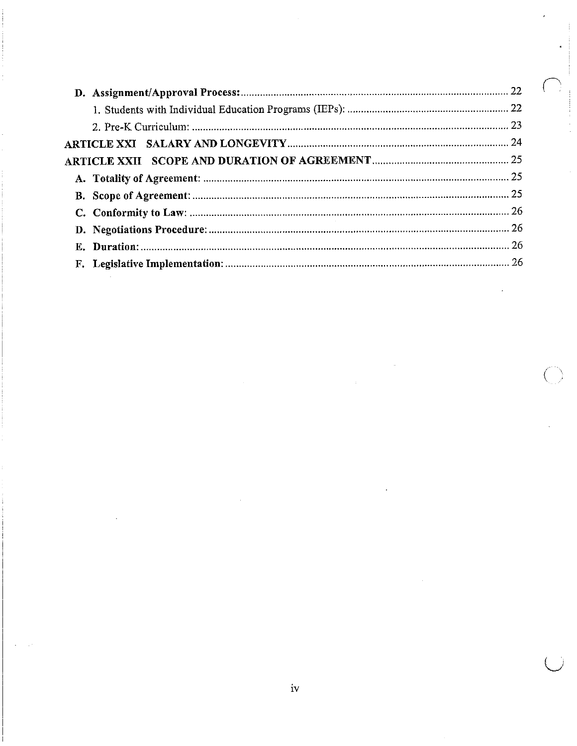**D. Assignment/Approval Process:** ........................................................................................ 22

1. Students with Individual Education Programs (IEPs): ........................................................ 22

2. Pre-K Curriculum: ................................................................................................................ 23

**ARTICLE XXI SALARY AND LONGEVITY** ........................................................................ 24

**ARTICLE XXII SCOPE AND DURATION OF AGREEMENT** ............................................ 25

**A. Totality of Agreement:** ........................................................................................................ 25

**B. Scope of Agreement:** ............................................................................................................ 25

**C. Conformity to Law:** .............................................................................................................. 26

**D. Negotiations Procedure:** ...................................................................................................... 26

**E. Duration:** .............................................................................................................................. 26

**F. Legislative Implementation:** ................................................................................................ 26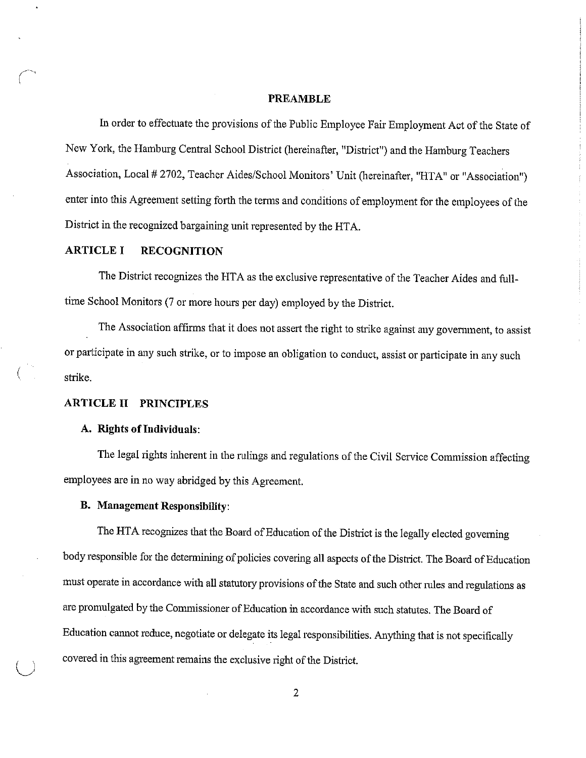## PREAMBLE

In order to effectuate the provisions of the Public Employee Fair Employment Act of the State of New York, the Hamburg Central School District (hereinafter, "District") and the Hamburg Teachers Association, Local # 2702, Teacher Aides/School Monitors' Unit (hereinafter, "HTA" or "Association") enter into this Agreement setting forth the terms and conditions of employment for the employees of the District in the recognized bargaining unit represented by the HTA.

## ARTICLE I RECOGNITION

The District recognizes the HTA as the exclusive representative of the Teacher Aides and full-time School Monitors (7 or more hours per day) employed by the District.

The Association affirms that it does not assert the right to strike against any government, to assist or participate in any such strike, or to impose an obligation to conduct, assist or participate in any such strike.

## ARTICLE II PRINCIPLES

### A. Rights of Individuals:

The legal rights inherent in the rulings and regulations of the Civil Service Commission affecting employees are in no way abridged by this Agreement.

### B. Management Responsibility:

The HTA recognizes that the Board of Education of the District is the legally elected governing body responsible for the determining of policies covering all aspects of the District. The Board of Education must operate in accordance with all statutory provisions of the State and such other rules and regulations as are promulgated by the Commissioner of Education in accordance with such statutes. The Board of Education cannot reduce, negotiate or delegate its legal responsibilities. Anything that is not specifically covered in this agreement remains the exclusive right of the District.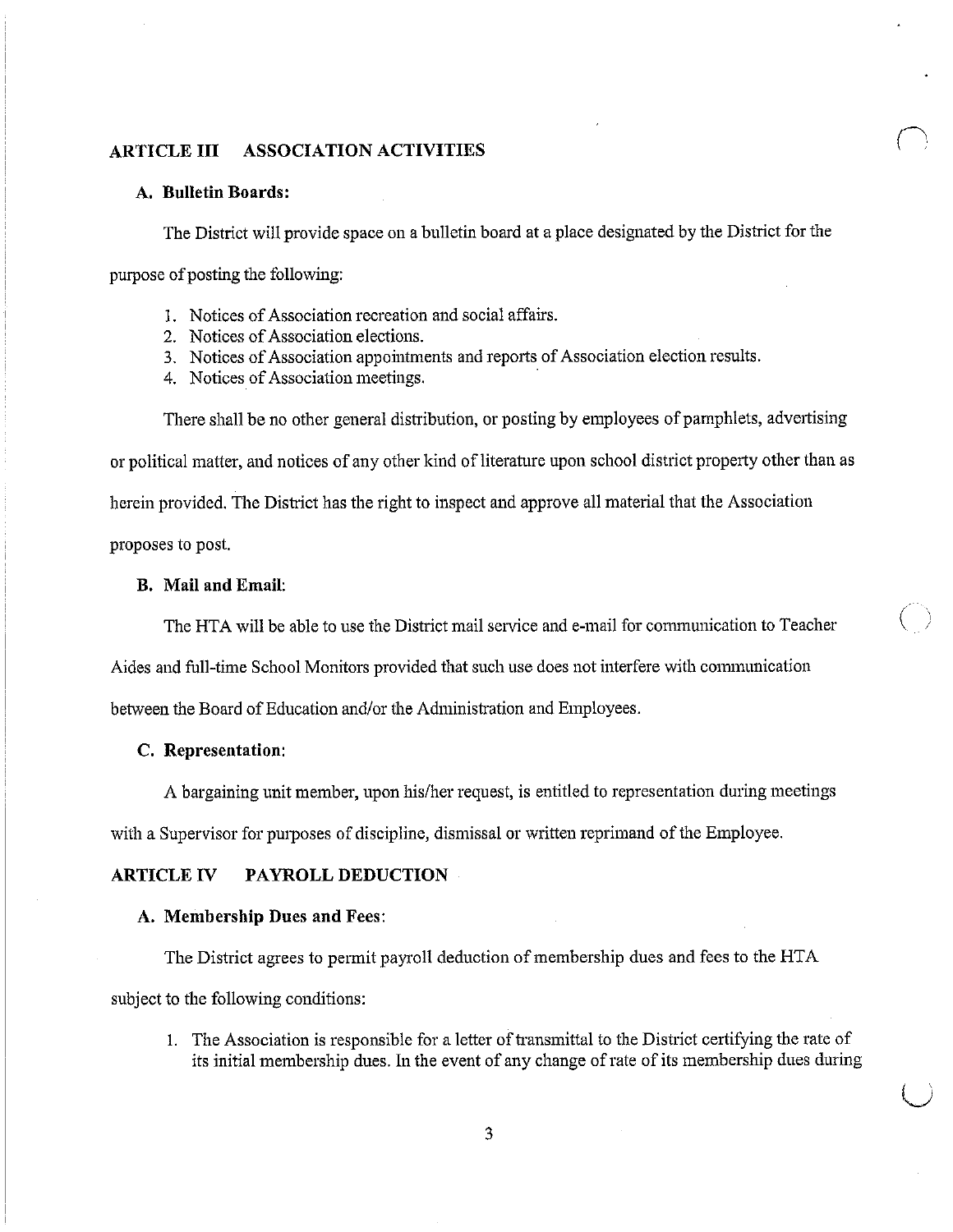## ARTICLE III ASSOCIATION ACTIVITIES

### A. Bulletin Boards:

The District will provide space on a bulletin board at a place designated by the District for the purpose of posting the following:

1. Notices of Association recreation and social affairs.
2. Notices of Association elections.
3. Notices of Association appointments and reports of Association election results.
4. Notices of Association meetings.

There shall be no other general distribution, or posting by employees of pamphlets, advertising or political matter, and notices of any other kind of literature upon school district property other than as herein provided. The District has the right to inspect and approve all material that the Association proposes to post.

### B. Mail and Email:

The HTA will be able to use the District mail service and e-mail for communication to Teacher Aides and full-time School Monitors provided that such use does not interfere with communication between the Board of Education and/or the Administration and Employees.

### C. Representation:

A bargaining unit member, upon his/her request, is entitled to representation during meetings with a Supervisor for purposes of discipline, dismissal or written reprimand of the Employee.

## ARTICLE IV PAYROLL DEDUCTION

### A. Membership Dues and Fees:

The District agrees to permit payroll deduction of membership dues and fees to the HTA subject to the following conditions:

1. The Association is responsible for a letter of transmittal to the District certifying the rate of its initial membership dues. In the event of any change of rate of its membership dues during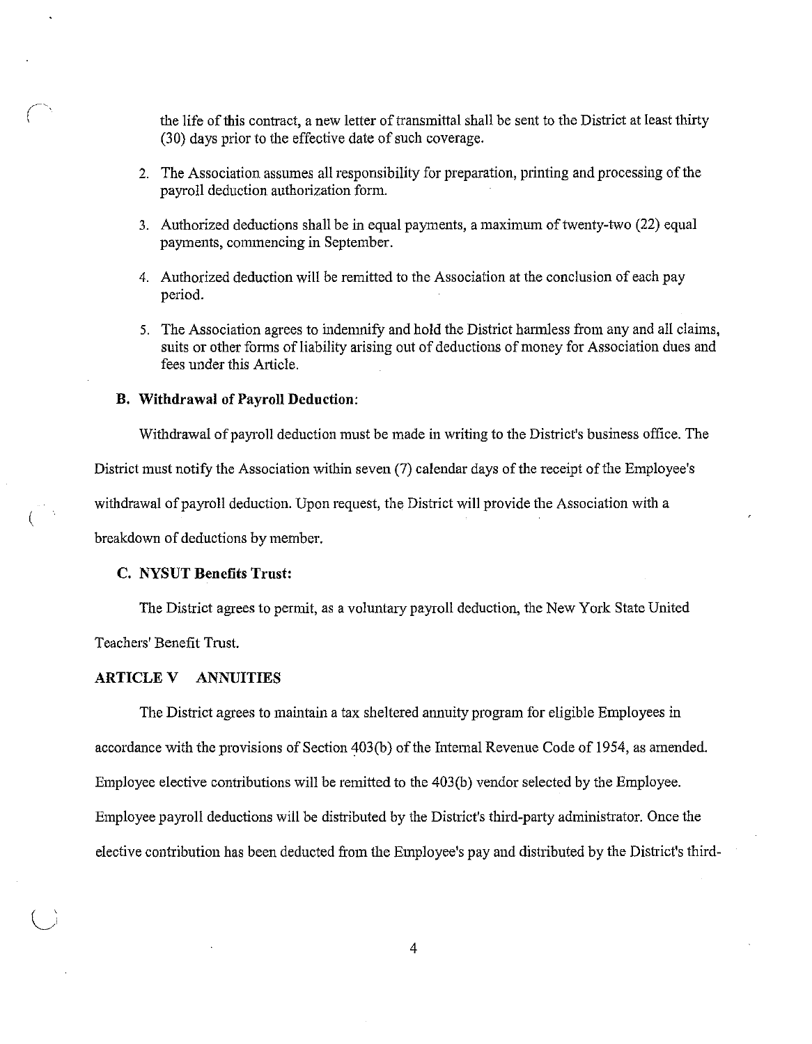the life of this contract, a new letter of transmittal shall be sent to the District at least thirty (30) days prior to the effective date of such coverage.

2. The Association assumes all responsibility for preparation, printing and processing of the payroll deduction authorization form.
3. Authorized deductions shall be in equal payments, a maximum of twenty-two (22) equal payments, commencing in September.
4. Authorized deduction will be remitted to the Association at the conclusion of each pay period.
5. The Association agrees to indemnify and hold the District harmless from any and all claims, suits or other forms of liability arising out of deductions of money for Association dues and fees under this Article.

**B. Withdrawal of Payroll Deduction:**

Withdrawal of payroll deduction must be made in writing to the District's business office. The District must notify the Association within seven (7) calendar days of the receipt of the Employee's withdrawal of payroll deduction. Upon request, the District will provide the Association with a breakdown of deductions by member.

**C. NYSUT Benefits Trust:**

The District agrees to permit, as a voluntary payroll deduction, the New York State United Teachers' Benefit Trust.

## ARTICLE V ANNUITIES

The District agrees to maintain a tax sheltered annuity program for eligible Employees in accordance with the provisions of Section 403(b) of the Internal Revenue Code of 1954, as amended. Employee elective contributions will be remitted to the 403(b) vendor selected by the Employee. Employee payroll deductions will be distributed by the District's third-party administrator. Once the elective contribution has been deducted from the Employee's pay and distributed by the District's third-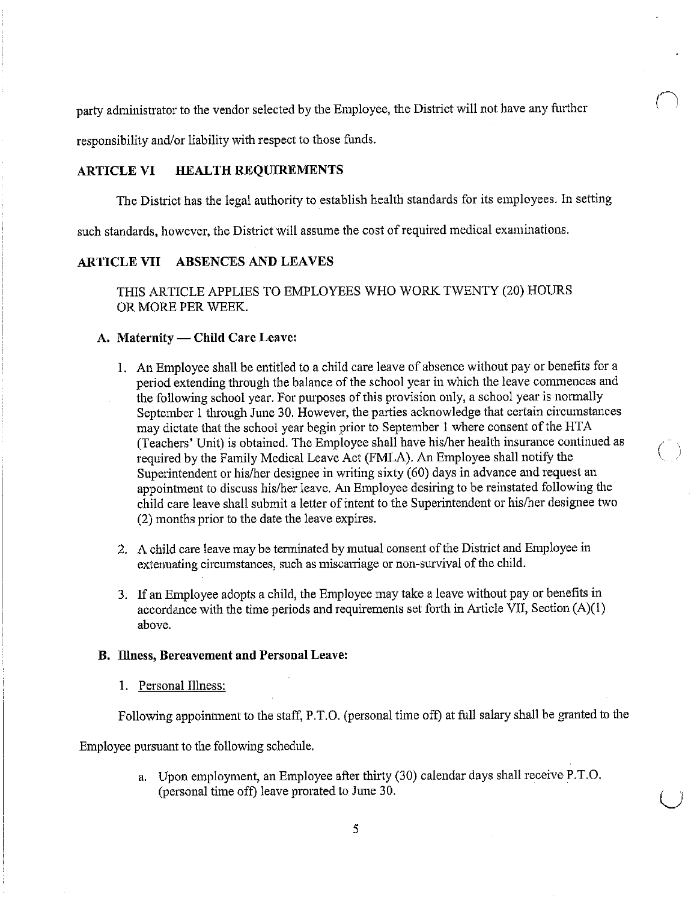party administrator to the vendor selected by the Employee, the District will not have any further responsibility and/or liability with respect to those funds.

## ARTICLE VI HEALTH REQUIREMENTS

The District has the legal authority to establish health standards for its employees. In setting such standards, however, the District will assume the cost of required medical examinations.

## ARTICLE VII ABSENCES AND LEAVES

THIS ARTICLE APPLIES TO EMPLOYEES WHO WORK TWENTY (20) HOURS OR MORE PER WEEK.

### A. Maternity — Child Care Leave:

1. An Employee shall be entitled to a child care leave of absence without pay or benefits for a period extending through the balance of the school year in which the leave commences and the following school year. For purposes of this provision only, a school year is normally September 1 through June 30. However, the parties acknowledge that certain circumstances may dictate that the school year begin prior to September 1 where consent of the HTA (Teachers' Unit) is obtained. The Employee shall have his/her health insurance continued as required by the Family Medical Leave Act (FMLA). An Employee shall notify the Superintendent or his/her designee in writing sixty (60) days in advance and request an appointment to discuss his/her leave. An Employee desiring to be reinstated following the child care leave shall submit a letter of intent to the Superintendent or his/her designee two (2) months prior to the date the leave expires.

2. A child care leave may be terminated by mutual consent of the District and Employee in extenuating circumstances, such as miscarriage or non-survival of the child.

3. If an Employee adopts a child, the Employee may take a leave without pay or benefits in accordance with the time periods and requirements set forth in Article VII, Section (A)(1) above.

### B. Illness, Bereavement and Personal Leave:

1. <u>Personal Illness:</u>

Following appointment to the staff, P.T.O. (personal time off) at full salary shall be granted to the Employee pursuant to the following schedule.

a. Upon employment, an Employee after thirty (30) calendar days shall receive P.T.O. (personal time off) leave prorated to June 30.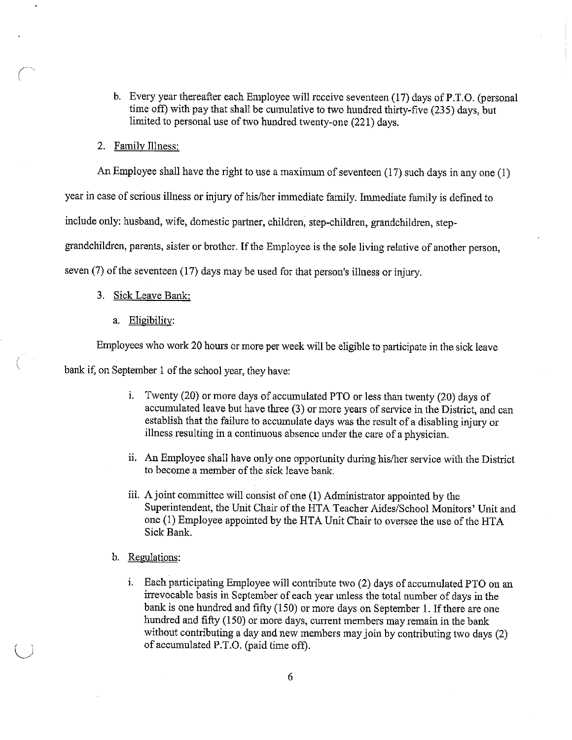b. Every year thereafter each Employee will receive seventeen (17) days of P.T.O. (personal time off) with pay that shall be cumulative to two hundred thirty-five (235) days, but limited to personal use of two hundred twenty-one (221) days.

2. <u>Family Illness:</u>

An Employee shall have the right to use a maximum of seventeen (17) such days in any one (1) year in case of serious illness or injury of his/her immediate family. Immediate family is defined to include only: husband, wife, domestic partner, children, step-children, grandchildren, step-grandchildren, parents, sister or brother. If the Employee is the sole living relative of another person, seven (7) of the seventeen (17) days may be used for that person's illness or injury.

3. <u>Sick Leave Bank:</u>

a. <u>Eligibility:</u>

Employees who work 20 hours or more per week will be eligible to participate in the sick leave bank if, on September 1 of the school year, they have:

i. Twenty (20) or more days of accumulated PTO or less than twenty (20) days of accumulated leave but have three (3) or more years of service in the District, and can establish that the failure to accumulate days was the result of a disabling injury or illness resulting in a continuous absence under the care of a physician.

ii. An Employee shall have only one opportunity during his/her service with the District to become a member of the sick leave bank.

iii. A joint committee will consist of one (1) Administrator appointed by the Superintendent, the Unit Chair of the HTA Teacher Aides/School Monitors' Unit and one (1) Employee appointed by the HTA Unit Chair to oversee the use of the HTA Sick Bank.

b. <u>Regulations:</u>

i. Each participating Employee will contribute two (2) days of accumulated PTO on an irrevocable basis in September of each year unless the total number of days in the bank is one hundred and fifty (150) or more days on September 1. If there are one hundred and fifty (150) or more days, current members may remain in the bank without contributing a day and new members may join by contributing two days (2) of accumulated P.T.O. (paid time off).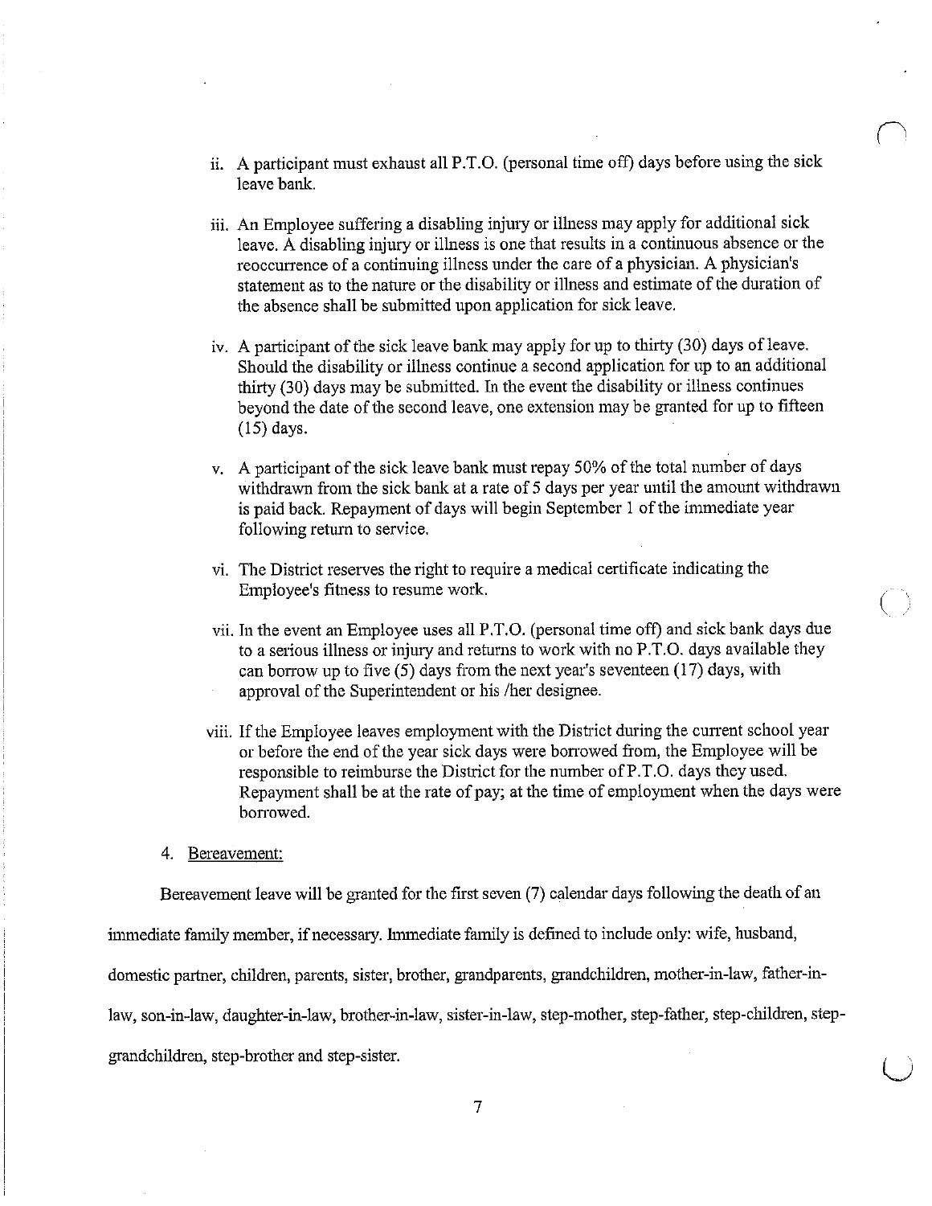ii. A participant must exhaust all P.T.O. (personal time off) days before using the sick leave bank.

iii. An Employee suffering a disabling injury or illness may apply for additional sick leave. A disabling injury or illness is one that results in a continuous absence or the reoccurrence of a continuing illness under the care of a physician. A physician's statement as to the nature or the disability or illness and estimate of the duration of the absence shall be submitted upon application for sick leave.

iv. A participant of the sick leave bank may apply for up to thirty (30) days of leave. Should the disability or illness continue a second application for up to an additional thirty (30) days may be submitted. In the event the disability or illness continues beyond the date of the second leave, one extension may be granted for up to fifteen (15) days.

v. A participant of the sick leave bank must repay 50% of the total number of days withdrawn from the sick bank at a rate of 5 days per year until the amount withdrawn is paid back. Repayment of days will begin September 1 of the immediate year following return to service.

vi. The District reserves the right to require a medical certificate indicating the Employee's fitness to resume work.

vii. In the event an Employee uses all P.T.O. (personal time off) and sick bank days due to a serious illness or injury and returns to work with no P.T.O. days available they can borrow up to five (5) days from the next year's seventeen (17) days, with approval of the Superintendent or his /her designee.

viii. If the Employee leaves employment with the District during the current school year or before the end of the year sick days were borrowed from, the Employee will be responsible to reimburse the District for the number of P.T.O. days they used. Repayment shall be at the rate of pay; at the time of employment when the days were borrowed.

4. Bereavement:

Bereavement leave will be granted for the first seven (7) calendar days following the death of an immediate family member, if necessary. Immediate family is defined to include only: wife, husband, domestic partner, children, parents, sister, brother, grandparents, grandchildren, mother-in-law, father-in-law, son-in-law, daughter-in-law, brother-in-law, sister-in-law, step-mother, step-father, step-children, step-grandchildren, step-brother and step-sister.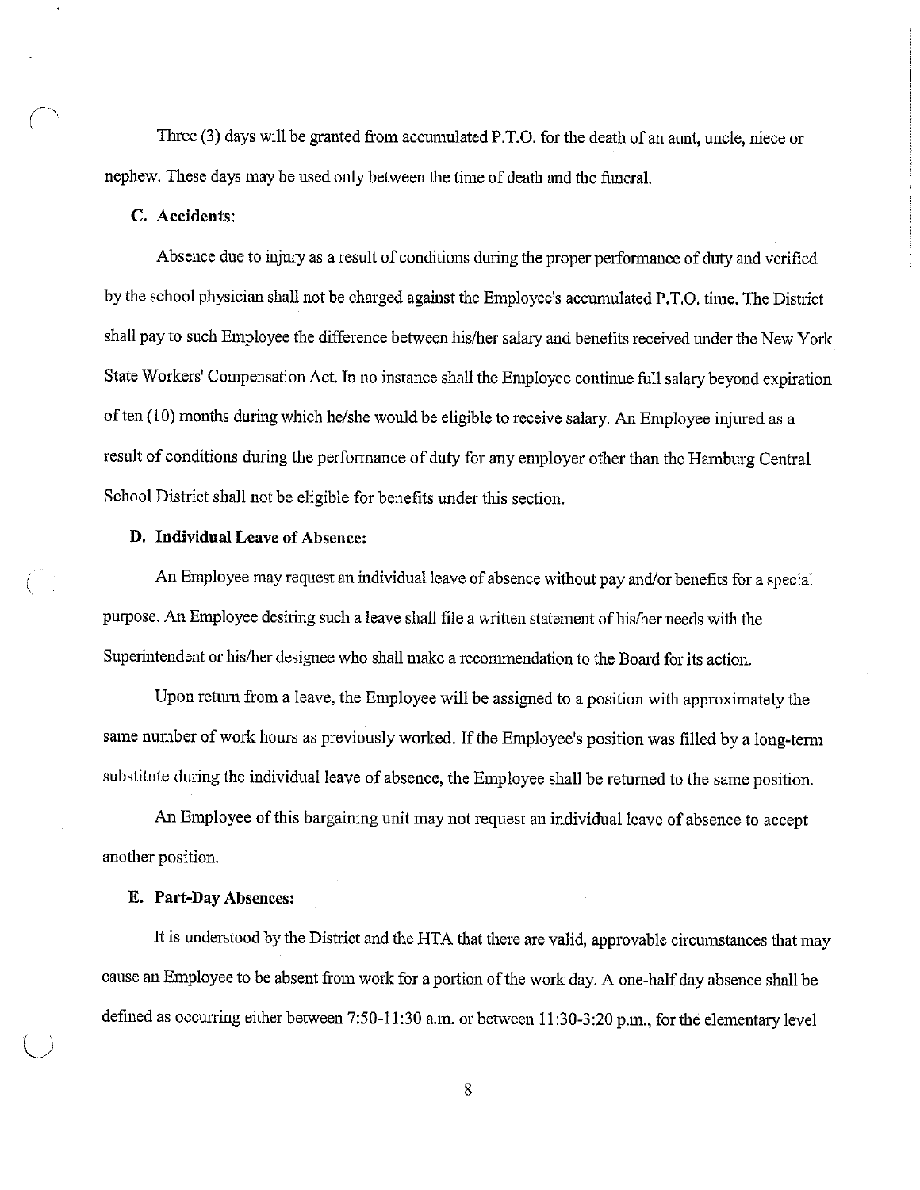Three (3) days will be granted from accumulated P.T.O. for the death of an aunt, uncle, niece or nephew. These days may be used only between the time of death and the funeral.

**C. Accidents:**

Absence due to injury as a result of conditions during the proper performance of duty and verified by the school physician shall not be charged against the Employee's accumulated P.T.O. time. The District shall pay to such Employee the difference between his/her salary and benefits received under the New York State Workers' Compensation Act. In no instance shall the Employee continue full salary beyond expiration of ten (10) months during which he/she would be eligible to receive salary. An Employee injured as a result of conditions during the performance of duty for any employer other than the Hamburg Central School District shall not be eligible for benefits under this section.

**D. Individual Leave of Absence:**

An Employee may request an individual leave of absence without pay and/or benefits for a special purpose. An Employee desiring such a leave shall file a written statement of his/her needs with the Superintendent or his/her designee who shall make a recommendation to the Board for its action.

Upon return from a leave, the Employee will be assigned to a position with approximately the same number of work hours as previously worked. If the Employee's position was filled by a long-term substitute during the individual leave of absence, the Employee shall be returned to the same position.

An Employee of this bargaining unit may not request an individual leave of absence to accept another position.

**E. Part-Day Absences:**

It is understood by the District and the HTA that there are valid, approvable circumstances that may cause an Employee to be absent from work for a portion of the work day. A one-half day absence shall be defined as occurring either between 7:50-11:30 a.m. or between 11:30-3:20 p.m., for the elementary level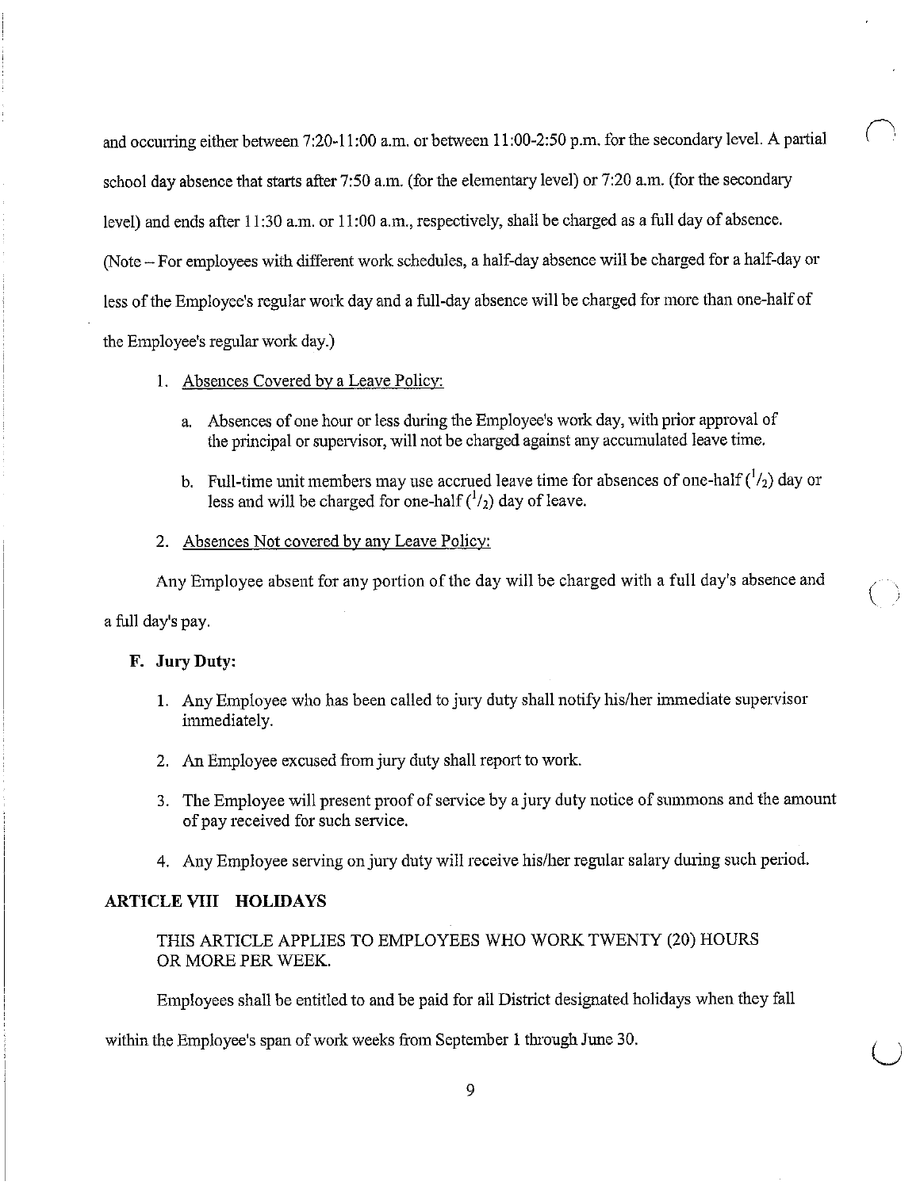and occurring either between 7:20-11:00 a.m. or between 11:00-2:50 p.m. for the secondary level. A partial school day absence that starts after 7:50 a.m. (for the elementary level) or 7:20 a.m. (for the secondary level) and ends after 11:30 a.m. or 11:00 a.m., respectively, shall be charged as a full day of absence. (Note – For employees with different work schedules, a half-day absence will be charged for a half-day or less of the Employee's regular work day and a full-day absence will be charged for more than one-half of the Employee's regular work day.)

1. Absences Covered by a Leave Policy:

   a. Absences of one hour or less during the Employee's work day, with prior approval of the principal or supervisor, will not be charged against any accumulated leave time.

   b. Full-time unit members may use accrued leave time for absences of one-half ($^1/_2$) day or less and will be charged for one-half ($^1/_2$) day of leave.

2. Absences Not covered by any Leave Policy:

Any Employee absent for any portion of the day will be charged with a full day's absence and a full day's pay.

**F. Jury Duty:**

1. Any Employee who has been called to jury duty shall notify his/her immediate supervisor immediately.

2. An Employee excused from jury duty shall report to work.

3. The Employee will present proof of service by a jury duty notice of summons and the amount of pay received for such service.

4. Any Employee serving on jury duty will receive his/her regular salary during such period.

## ARTICLE VIII HOLIDAYS

THIS ARTICLE APPLIES TO EMPLOYEES WHO WORK TWENTY (20) HOURS OR MORE PER WEEK.

Employees shall be entitled to and be paid for all District designated holidays when they fall within the Employee's span of work weeks from September 1 through June 30.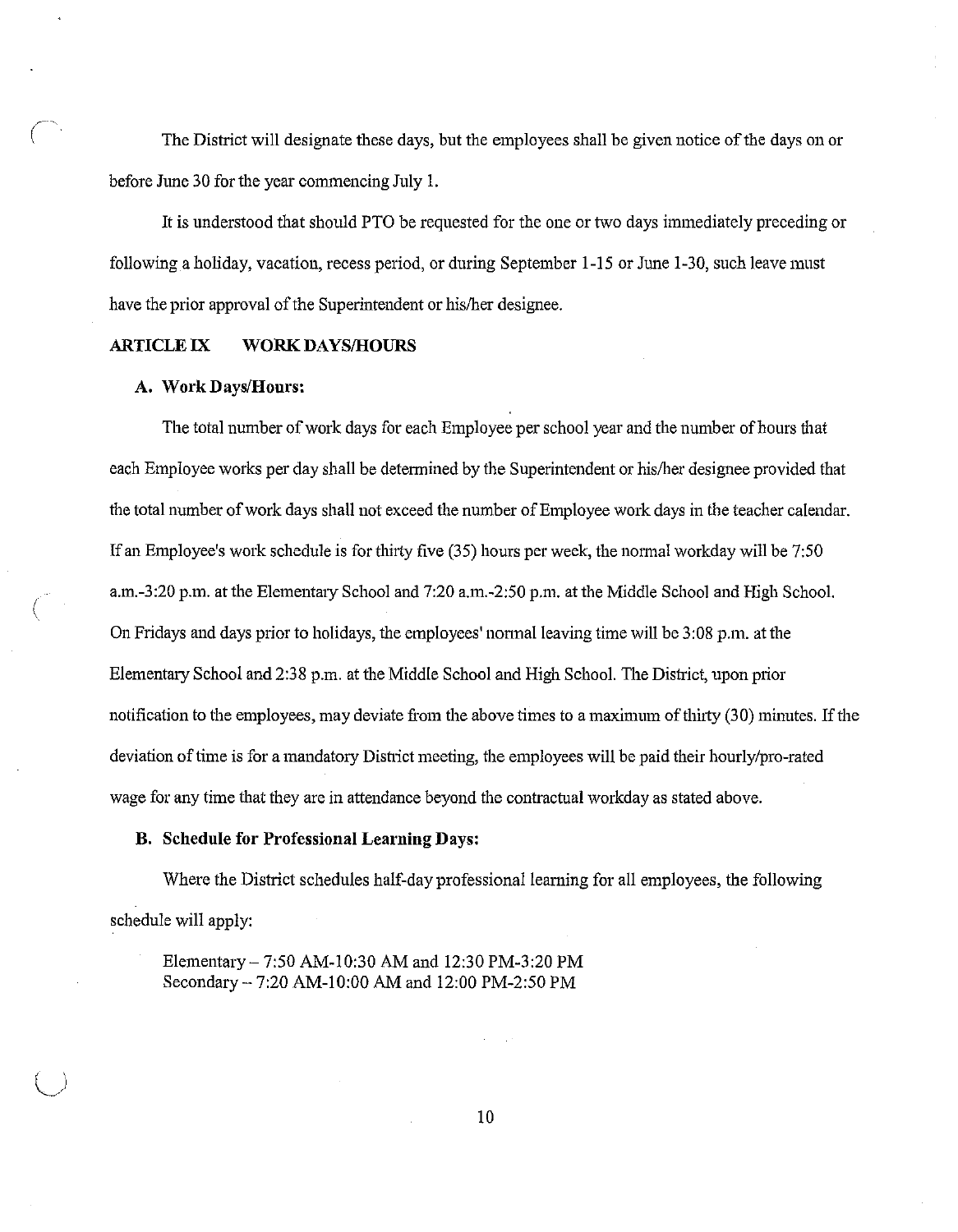The District will designate these days, but the employees shall be given notice of the days on or before June 30 for the year commencing July 1.

It is understood that should PTO be requested for the one or two days immediately preceding or following a holiday, vacation, recess period, or during September 1-15 or June 1-30, such leave must have the prior approval of the Superintendent or his/her designee.

## ARTICLE IX WORK DAYS/HOURS

### A. Work Days/Hours:

The total number of work days for each Employee per school year and the number of hours that each Employee works per day shall be determined by the Superintendent or his/her designee provided that the total number of work days shall not exceed the number of Employee work days in the teacher calendar. If an Employee's work schedule is for thirty five (35) hours per week, the normal workday will be 7:50 a.m.-3:20 p.m. at the Elementary School and 7:20 a.m.-2:50 p.m. at the Middle School and High School. On Fridays and days prior to holidays, the employees' normal leaving time will be 3:08 p.m. at the Elementary School and 2:38 p.m. at the Middle School and High School. The District, upon prior notification to the employees, may deviate from the above times to a maximum of thirty (30) minutes. If the deviation of time is for a mandatory District meeting, the employees will be paid their hourly/pro-rated wage for any time that they are in attendance beyond the contractual workday as stated above.

### B. Schedule for Professional Learning Days:

Where the District schedules half-day professional learning for all employees, the following schedule will apply:

Elementary – 7:50 AM-10:30 AM and 12:30 PM-3:20 PM
Secondary – 7:20 AM-10:00 AM and 12:00 PM-2:50 PM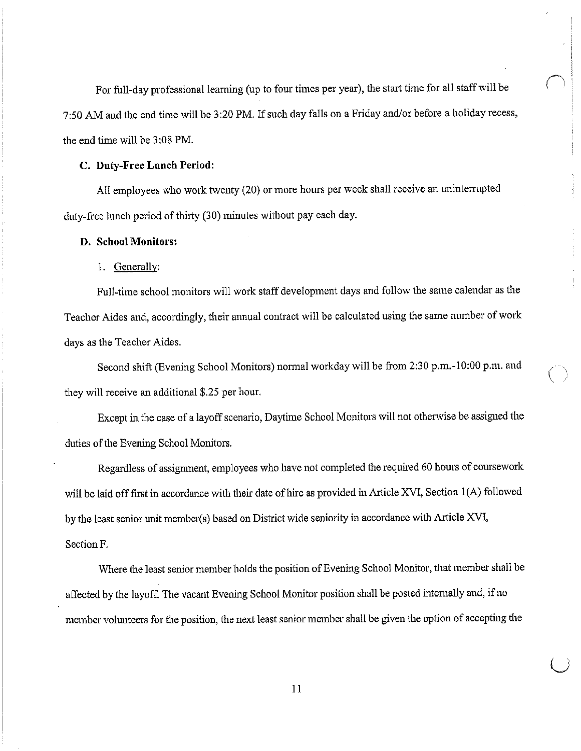For full-day professional learning (up to four times per year), the start time for all staff will be 7:50 AM and the end time will be 3:20 PM. If such day falls on a Friday and/or before a holiday recess, the end time will be 3:08 PM.

**C. Duty-Free Lunch Period:**

All employees who work twenty (20) or more hours per week shall receive an uninterrupted duty-free lunch period of thirty (30) minutes without pay each day.

**D. School Monitors:**

1. Generally:

Full-time school monitors will work staff development days and follow the same calendar as the Teacher Aides and, accordingly, their annual contract will be calculated using the same number of work days as the Teacher Aides.

Second shift (Evening School Monitors) normal workday will be from 2:30 p.m.-10:00 p.m. and they will receive an additional $.25 per hour.

Except in the case of a layoff scenario, Daytime School Monitors will not otherwise be assigned the duties of the Evening School Monitors.

Regardless of assignment, employees who have not completed the required 60 hours of coursework will be laid off first in accordance with their date of hire as provided in Article XVI, Section 1(A) followed by the least senior unit member(s) based on District wide seniority in accordance with Article XVI, Section F.

Where the least senior member holds the position of Evening School Monitor, that member shall be affected by the layoff. The vacant Evening School Monitor position shall be posted internally and, if no member volunteers for the position, the next least senior member shall be given the option of accepting the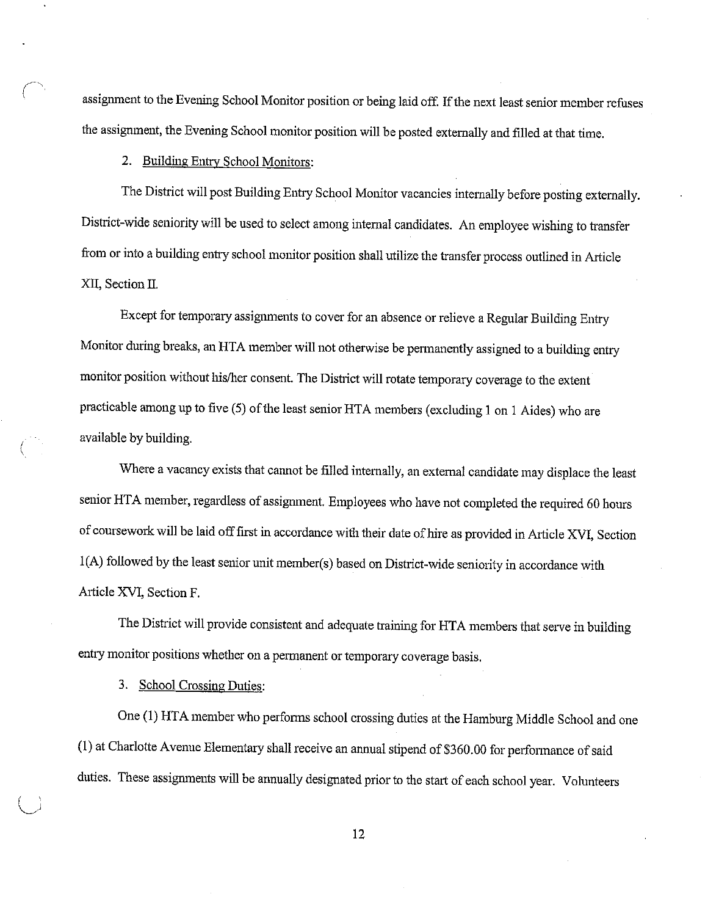assignment to the Evening School Monitor position or being laid off. If the next least senior member refuses the assignment, the Evening School monitor position will be posted externally and filled at that time.

2. <u>Building Entry School Monitors</u>:

The District will post Building Entry School Monitor vacancies internally before posting externally. District-wide seniority will be used to select among internal candidates. An employee wishing to transfer from or into a building entry school monitor position shall utilize the transfer process outlined in Article XII, Section II.

Except for temporary assignments to cover for an absence or relieve a Regular Building Entry Monitor during breaks, an HTA member will not otherwise be permanently assigned to a building entry monitor position without his/her consent. The District will rotate temporary coverage to the extent practicable among up to five (5) of the least senior HTA members (excluding 1 on 1 Aides) who are available by building.

Where a vacancy exists that cannot be filled internally, an external candidate may displace the least senior HTA member, regardless of assignment. Employees who have not completed the required 60 hours of coursework will be laid off first in accordance with their date of hire as provided in Article XVI, Section 1(A) followed by the least senior unit member(s) based on District-wide seniority in accordance with Article XVI, Section F.

The District will provide consistent and adequate training for HTA members that serve in building entry monitor positions whether on a permanent or temporary coverage basis.

3. <u>School Crossing Duties</u>:

One (1) HTA member who performs school crossing duties at the Hamburg Middle School and one (1) at Charlotte Avenue Elementary shall receive an annual stipend of $360.00 for performance of said duties. These assignments will be annually designated prior to the start of each school year. Volunteers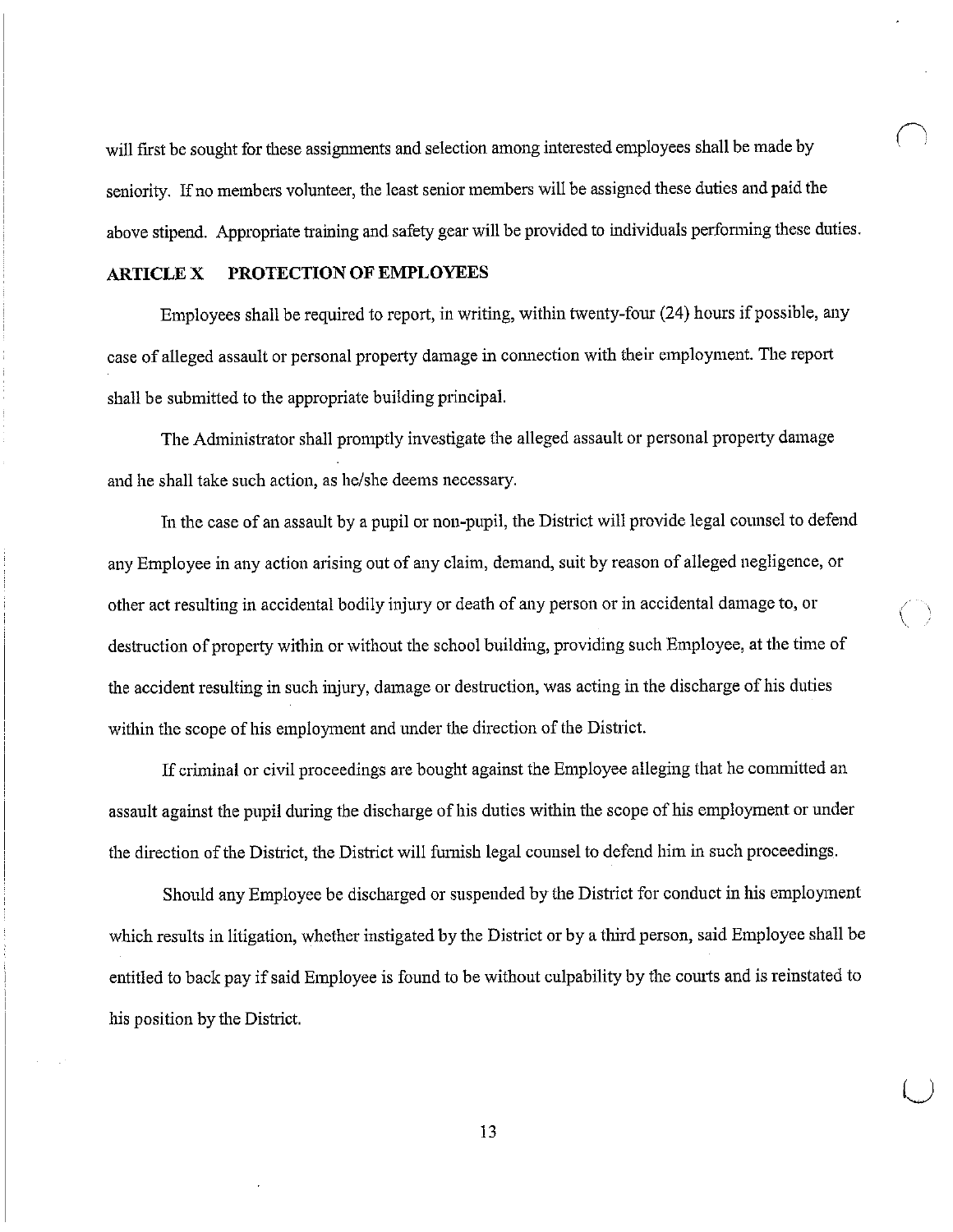will first be sought for these assignments and selection among interested employees shall be made by seniority. If no members volunteer, the least senior members will be assigned these duties and paid the above stipend. Appropriate training and safety gear will be provided to individuals performing these duties.

## ARTICLE X PROTECTION OF EMPLOYEES

Employees shall be required to report, in writing, within twenty-four (24) hours if possible, any case of alleged assault or personal property damage in connection with their employment. The report shall be submitted to the appropriate building principal.

The Administrator shall promptly investigate the alleged assault or personal property damage and he shall take such action, as he/she deems necessary.

In the case of an assault by a pupil or non-pupil, the District will provide legal counsel to defend any Employee in any action arising out of any claim, demand, suit by reason of alleged negligence, or other act resulting in accidental bodily injury or death of any person or in accidental damage to, or destruction of property within or without the school building, providing such Employee, at the time of the accident resulting in such injury, damage or destruction, was acting in the discharge of his duties within the scope of his employment and under the direction of the District.

If criminal or civil proceedings are bought against the Employee alleging that he committed an assault against the pupil during the discharge of his duties within the scope of his employment or under the direction of the District, the District will furnish legal counsel to defend him in such proceedings.

Should any Employee be discharged or suspended by the District for conduct in his employment which results in litigation, whether instigated by the District or by a third person, said Employee shall be entitled to back pay if said Employee is found to be without culpability by the courts and is reinstated to his position by the District.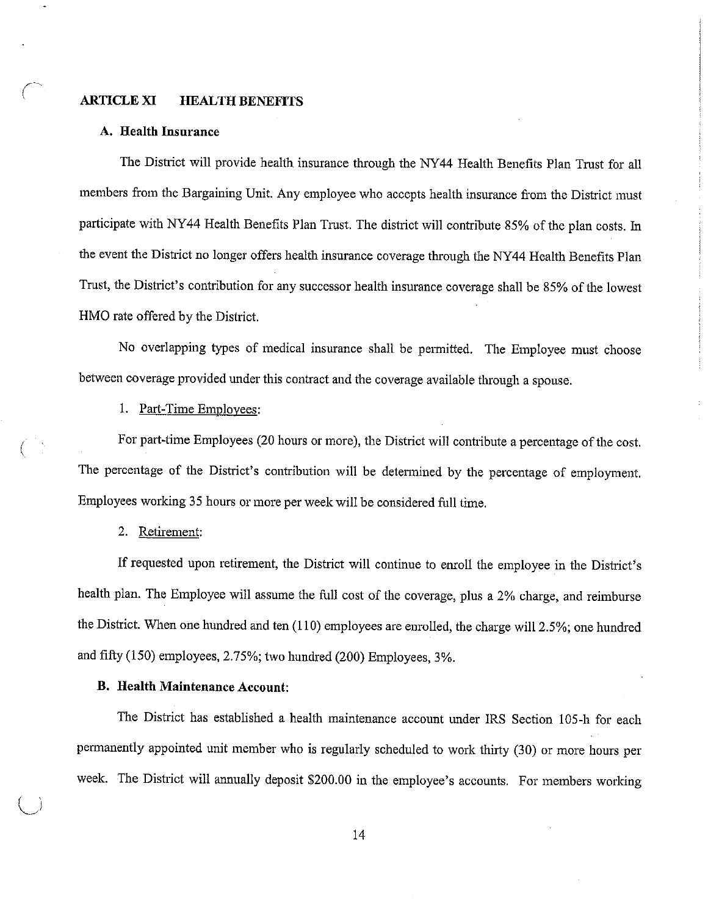## ARTICLE XI HEALTH BENEFITS

### A. Health Insurance

The District will provide health insurance through the NY44 Health Benefits Plan Trust for all members from the Bargaining Unit. Any employee who accepts health insurance from the District must participate with NY44 Health Benefits Plan Trust. The district will contribute 85% of the plan costs. In the event the District no longer offers health insurance coverage through the NY44 Health Benefits Plan Trust, the District's contribution for any successor health insurance coverage shall be 85% of the lowest HMO rate offered by the District.

No overlapping types of medical insurance shall be permitted. The Employee must choose between coverage provided under this contract and the coverage available through a spouse.

1. Part-Time Employees:

For part-time Employees (20 hours or more), the District will contribute a percentage of the cost. The percentage of the District's contribution will be determined by the percentage of employment. Employees working 35 hours or more per week will be considered full time.

2. Retirement:

If requested upon retirement, the District will continue to enroll the employee in the District's health plan. The Employee will assume the full cost of the coverage, plus a 2% charge, and reimburse the District. When one hundred and ten (110) employees are enrolled, the charge will 2.5%; one hundred and fifty (150) employees, 2.75%; two hundred (200) Employees, 3%.

### B. Health Maintenance Account:

The District has established a health maintenance account under IRS Section 105-h for each permanently appointed unit member who is regularly scheduled to work thirty (30) or more hours per week. The District will annually deposit $200.00 in the employee's accounts. For members working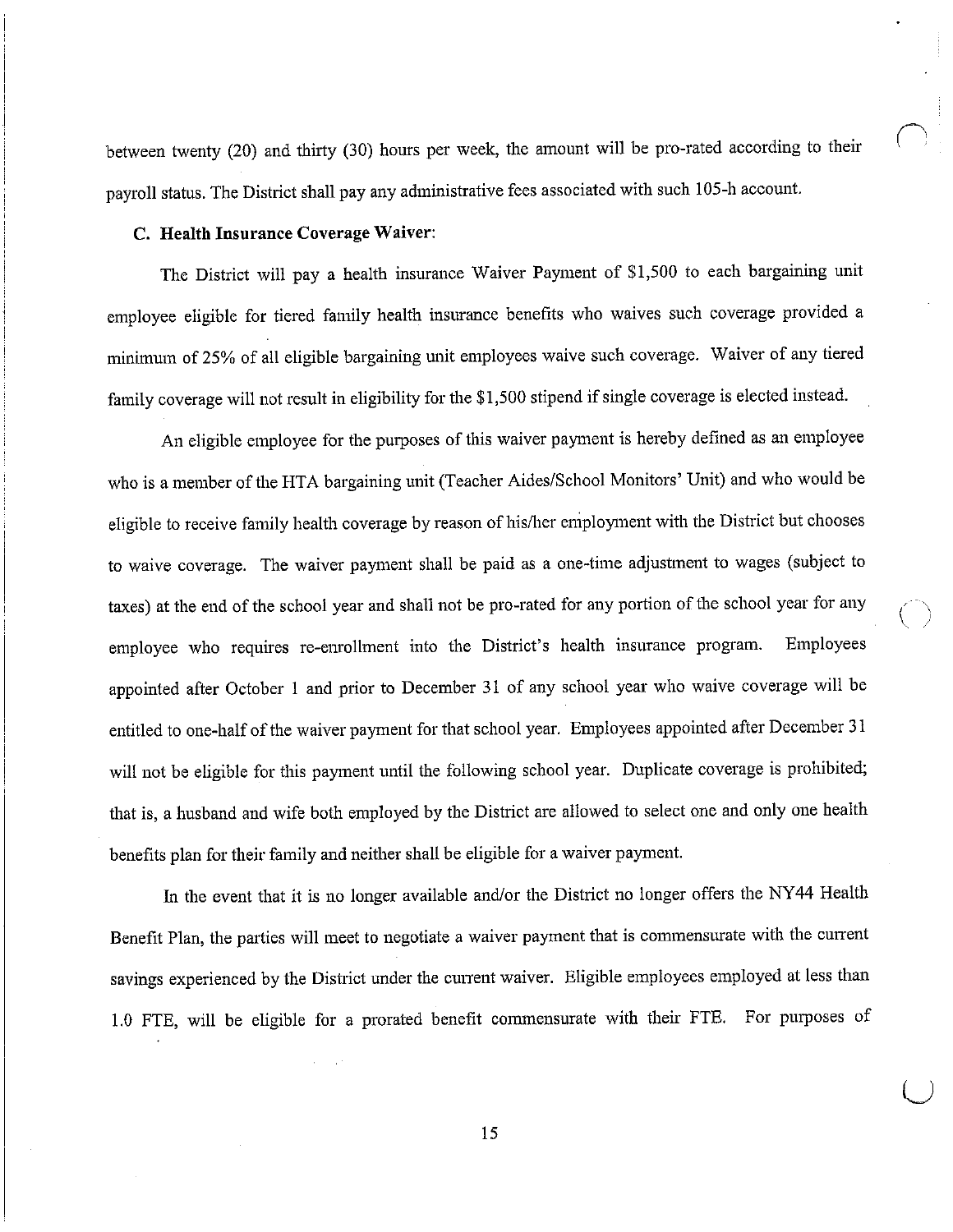between twenty (20) and thirty (30) hours per week, the amount will be pro-rated according to their payroll status. The District shall pay any administrative fees associated with such 105-h account.

**C. Health Insurance Coverage Waiver**:

The District will pay a health insurance Waiver Payment of $1,500 to each bargaining unit employee eligible for tiered family health insurance benefits who waives such coverage provided a minimum of 25% of all eligible bargaining unit employees waive such coverage. Waiver of any tiered family coverage will not result in eligibility for the $1,500 stipend if single coverage is elected instead.

An eligible employee for the purposes of this waiver payment is hereby defined as an employee who is a member of the HTA bargaining unit (Teacher Aides/School Monitors' Unit) and who would be eligible to receive family health coverage by reason of his/her employment with the District but chooses to waive coverage. The waiver payment shall be paid as a one-time adjustment to wages (subject to taxes) at the end of the school year and shall not be pro-rated for any portion of the school year for any employee who requires re-enrollment into the District's health insurance program. Employees appointed after October 1 and prior to December 31 of any school year who waive coverage will be entitled to one-half of the waiver payment for that school year. Employees appointed after December 31 will not be eligible for this payment until the following school year. Duplicate coverage is prohibited; that is, a husband and wife both employed by the District are allowed to select one and only one health benefits plan for their family and neither shall be eligible for a waiver payment.

In the event that it is no longer available and/or the District no longer offers the NY44 Health Benefit Plan, the parties will meet to negotiate a waiver payment that is commensurate with the current savings experienced by the District under the current waiver. Eligible employees employed at less than 1.0 FTE, will be eligible for a prorated benefit commensurate with their FTE. For purposes of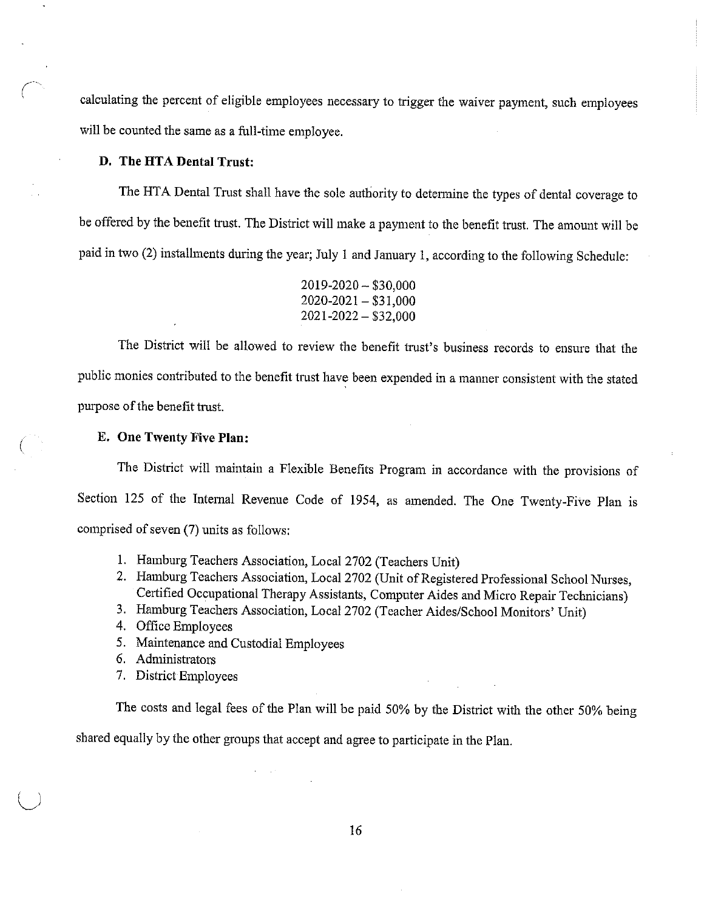calculating the percent of eligible employees necessary to trigger the waiver payment, such employees will be counted the same as a full-time employee.

**D. The HTA Dental Trust:**

The HTA Dental Trust shall have the sole authority to determine the types of dental coverage to be offered by the benefit trust. The District will make a payment to the benefit trust. The amount will be paid in two (2) installments during the year; July 1 and January 1, according to the following Schedule:

2019-2020 – $30,000
2020-2021 – $31,000
2021-2022 – $32,000

The District will be allowed to review the benefit trust's business records to ensure that the public monies contributed to the benefit trust have been expended in a manner consistent with the stated purpose of the benefit trust.

**E. One Twenty Five Plan:**

The District will maintain a Flexible Benefits Program in accordance with the provisions of Section 125 of the Internal Revenue Code of 1954, as amended. The One Twenty-Five Plan is comprised of seven (7) units as follows:

1. Hamburg Teachers Association, Local 2702 (Teachers Unit)
2. Hamburg Teachers Association, Local 2702 (Unit of Registered Professional School Nurses, Certified Occupational Therapy Assistants, Computer Aides and Micro Repair Technicians)
3. Hamburg Teachers Association, Local 2702 (Teacher Aides/School Monitors' Unit)
4. Office Employees
5. Maintenance and Custodial Employees
6. Administrators
7. District Employees

The costs and legal fees of the Plan will be paid 50% by the District with the other 50% being shared equally by the other groups that accept and agree to participate in the Plan.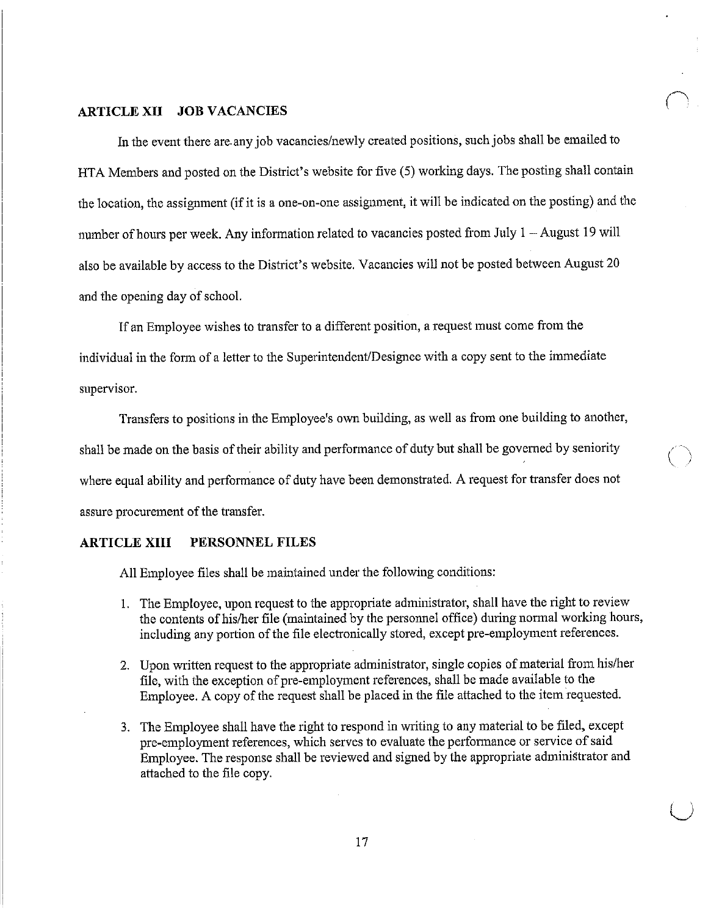## ARTICLE XII JOB VACANCIES

In the event there are any job vacancies/newly created positions, such jobs shall be emailed to HTA Members and posted on the District's website for five (5) working days. The posting shall contain the location, the assignment (if it is a one-on-one assignment, it will be indicated on the posting) and the number of hours per week. Any information related to vacancies posted from July 1 – August 19 will also be available by access to the District's website. Vacancies will not be posted between August 20 and the opening day of school.

If an Employee wishes to transfer to a different position, a request must come from the individual in the form of a letter to the Superintendent/Designee with a copy sent to the immediate supervisor.

Transfers to positions in the Employee's own building, as well as from one building to another, shall be made on the basis of their ability and performance of duty but shall be governed by seniority where equal ability and performance of duty have been demonstrated. A request for transfer does not assure procurement of the transfer.

## ARTICLE XIII PERSONNEL FILES

All Employee files shall be maintained under the following conditions:

1. The Employee, upon request to the appropriate administrator, shall have the right to review the contents of his/her file (maintained by the personnel office) during normal working hours, including any portion of the file electronically stored, except pre-employment references.
2. Upon written request to the appropriate administrator, single copies of material from his/her file, with the exception of pre-employment references, shall be made available to the Employee. A copy of the request shall be placed in the file attached to the item requested.
3. The Employee shall have the right to respond in writing to any material to be filed, except pre-employment references, which serves to evaluate the performance or service of said Employee. The response shall be reviewed and signed by the appropriate administrator and attached to the file copy.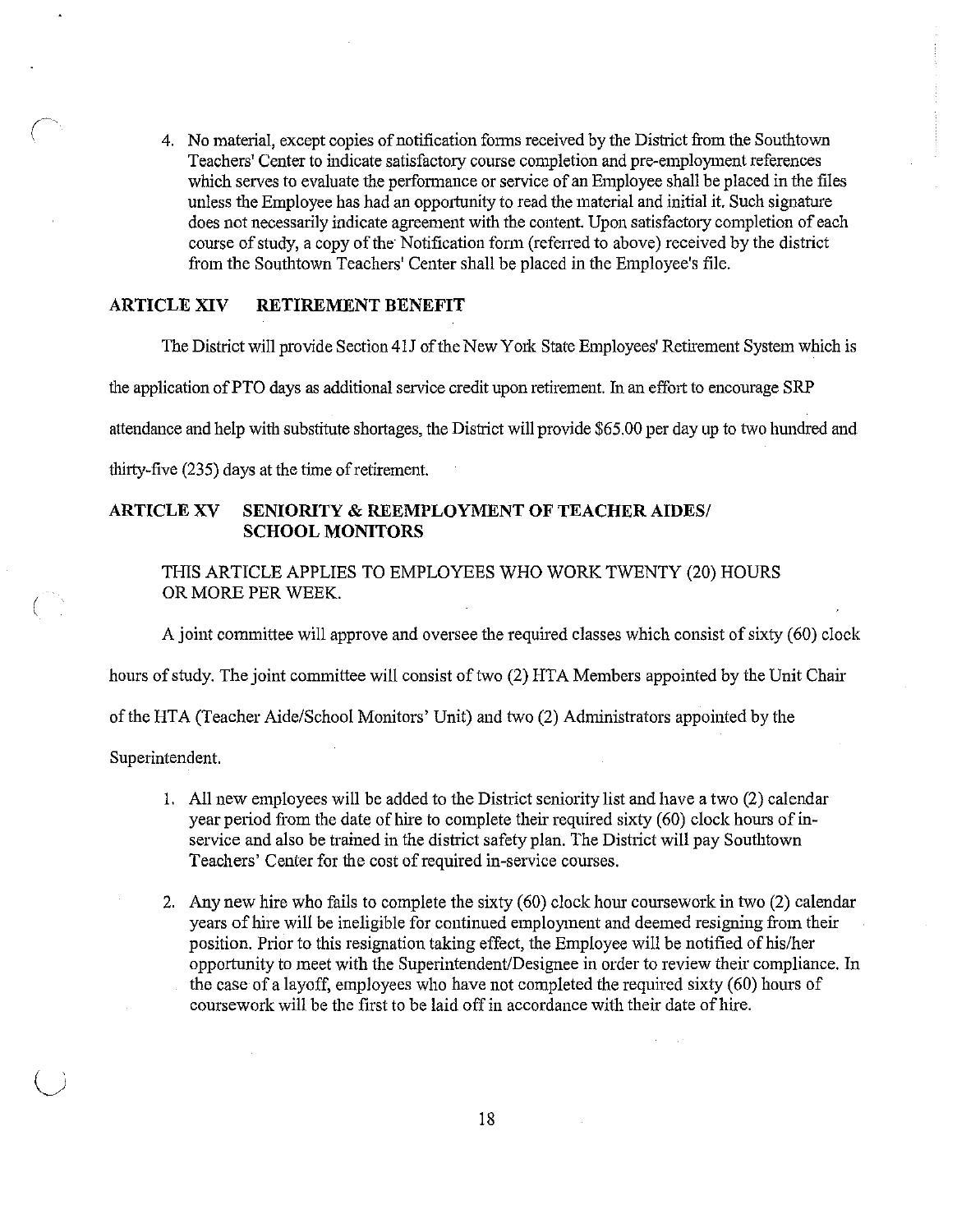4. No material, except copies of notification forms received by the District from the Southtown Teachers' Center to indicate satisfactory course completion and pre-employment references which serves to evaluate the performance or service of an Employee shall be placed in the files unless the Employee has had an opportunity to read the material and initial it. Such signature does not necessarily indicate agreement with the content. Upon satisfactory completion of each course of study, a copy of the Notification form (referred to above) received by the district from the Southtown Teachers' Center shall be placed in the Employee's file.

## ARTICLE XIV RETIREMENT BENEFIT

The District will provide Section 41J of the New York State Employees' Retirement System which is the application of PTO days as additional service credit upon retirement. In an effort to encourage SRP attendance and help with substitute shortages, the District will provide $65.00 per day up to two hundred and thirty-five (235) days at the time of retirement.

## ARTICLE XV SENIORITY & REEMPLOYMENT OF TEACHER AIDES/ SCHOOL MONITORS

THIS ARTICLE APPLIES TO EMPLOYEES WHO WORK TWENTY (20) HOURS OR MORE PER WEEK.

A joint committee will approve and oversee the required classes which consist of sixty (60) clock hours of study. The joint committee will consist of two (2) HTA Members appointed by the Unit Chair of the HTA (Teacher Aide/School Monitors' Unit) and two (2) Administrators appointed by the Superintendent.

1. All new employees will be added to the District seniority list and have a two (2) calendar year period from the date of hire to complete their required sixty (60) clock hours of in-service and also be trained in the district safety plan. The District will pay Southtown Teachers' Center for the cost of required in-service courses.

2. Any new hire who fails to complete the sixty (60) clock hour coursework in two (2) calendar years of hire will be ineligible for continued employment and deemed resigning from their position. Prior to this resignation taking effect, the Employee will be notified of his/her opportunity to meet with the Superintendent/Designee in order to review their compliance. In the case of a layoff, employees who have not completed the required sixty (60) hours of coursework will be the first to be laid off in accordance with their date of hire.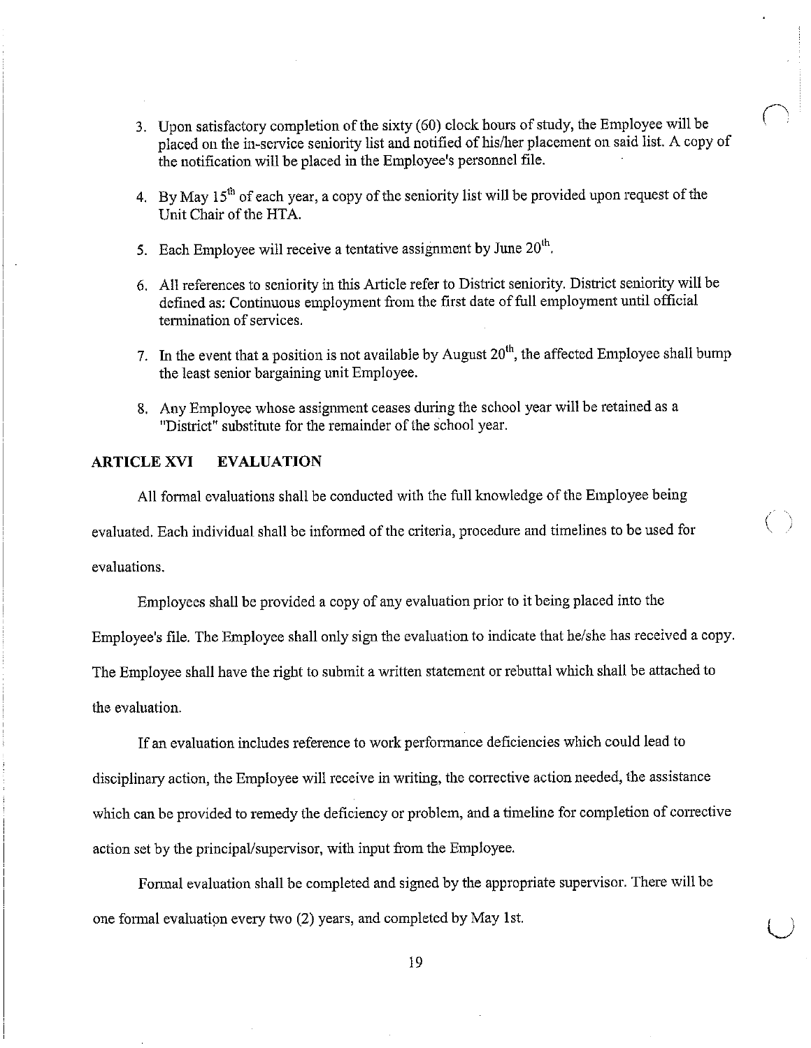3. Upon satisfactory completion of the sixty (60) clock hours of study, the Employee will be placed on the in-service seniority list and notified of his/her placement on said list. A copy of the notification will be placed in the Employee's personnel file.

4. By May 15th of each year, a copy of the seniority list will be provided upon request of the Unit Chair of the HTA.

5. Each Employee will receive a tentative assignment by June 20th.

6. All references to seniority in this Article refer to District seniority. District seniority will be defined as: Continuous employment from the first date of full employment until official termination of services.

7. In the event that a position is not available by August 20th, the affected Employee shall bump the least senior bargaining unit Employee.

8. Any Employee whose assignment ceases during the school year will be retained as a "District" substitute for the remainder of the school year.

## ARTICLE XVI EVALUATION

All formal evaluations shall be conducted with the full knowledge of the Employee being evaluated. Each individual shall be informed of the criteria, procedure and timelines to be used for evaluations.

Employees shall be provided a copy of any evaluation prior to it being placed into the Employee's file. The Employee shall only sign the evaluation to indicate that he/she has received a copy. The Employee shall have the right to submit a written statement or rebuttal which shall be attached to the evaluation.

If an evaluation includes reference to work performance deficiencies which could lead to disciplinary action, the Employee will receive in writing, the corrective action needed, the assistance which can be provided to remedy the deficiency or problem, and a timeline for completion of corrective action set by the principal/supervisor, with input from the Employee.

Formal evaluation shall be completed and signed by the appropriate supervisor. There will be one formal evaluation every two (2) years, and completed by May 1st.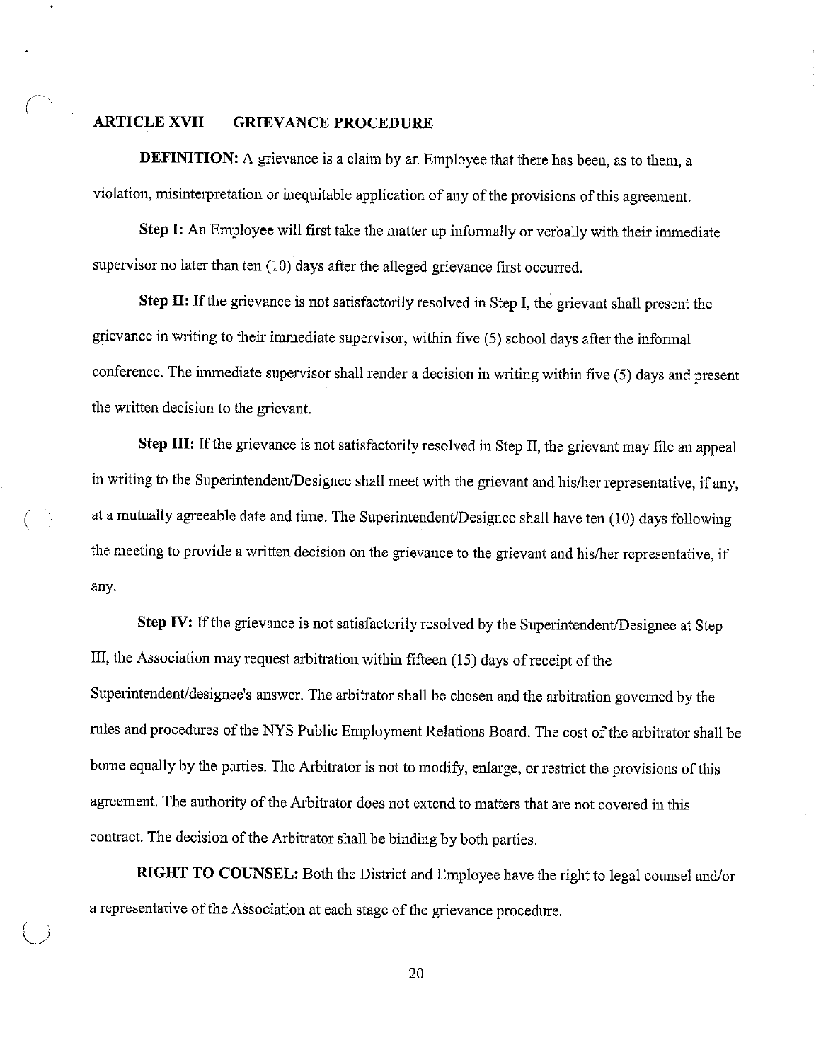## ARTICLE XVII GRIEVANCE PROCEDURE

**DEFINITION:** A grievance is a claim by an Employee that there has been, as to them, a violation, misinterpretation or inequitable application of any of the provisions of this agreement.

**Step I:** An Employee will first take the matter up informally or verbally with their immediate supervisor no later than ten (10) days after the alleged grievance first occurred.

**Step II:** If the grievance is not satisfactorily resolved in Step I, the grievant shall present the grievance in writing to their immediate supervisor, within five (5) school days after the informal conference. The immediate supervisor shall render a decision in writing within five (5) days and present the written decision to the grievant.

**Step III:** If the grievance is not satisfactorily resolved in Step II, the grievant may file an appeal in writing to the Superintendent/Designee shall meet with the grievant and his/her representative, if any, at a mutually agreeable date and time. The Superintendent/Designee shall have ten (10) days following the meeting to provide a written decision on the grievance to the grievant and his/her representative, if any.

**Step IV:** If the grievance is not satisfactorily resolved by the Superintendent/Designee at Step III, the Association may request arbitration within fifteen (15) days of receipt of the Superintendent/designee's answer. The arbitrator shall be chosen and the arbitration governed by the rules and procedures of the NYS Public Employment Relations Board. The cost of the arbitrator shall be borne equally by the parties. The Arbitrator is not to modify, enlarge, or restrict the provisions of this agreement. The authority of the Arbitrator does not extend to matters that are not covered in this contract. The decision of the Arbitrator shall be binding by both parties.

**RIGHT TO COUNSEL:** Both the District and Employee have the right to legal counsel and/or a representative of the Association at each stage of the grievance procedure.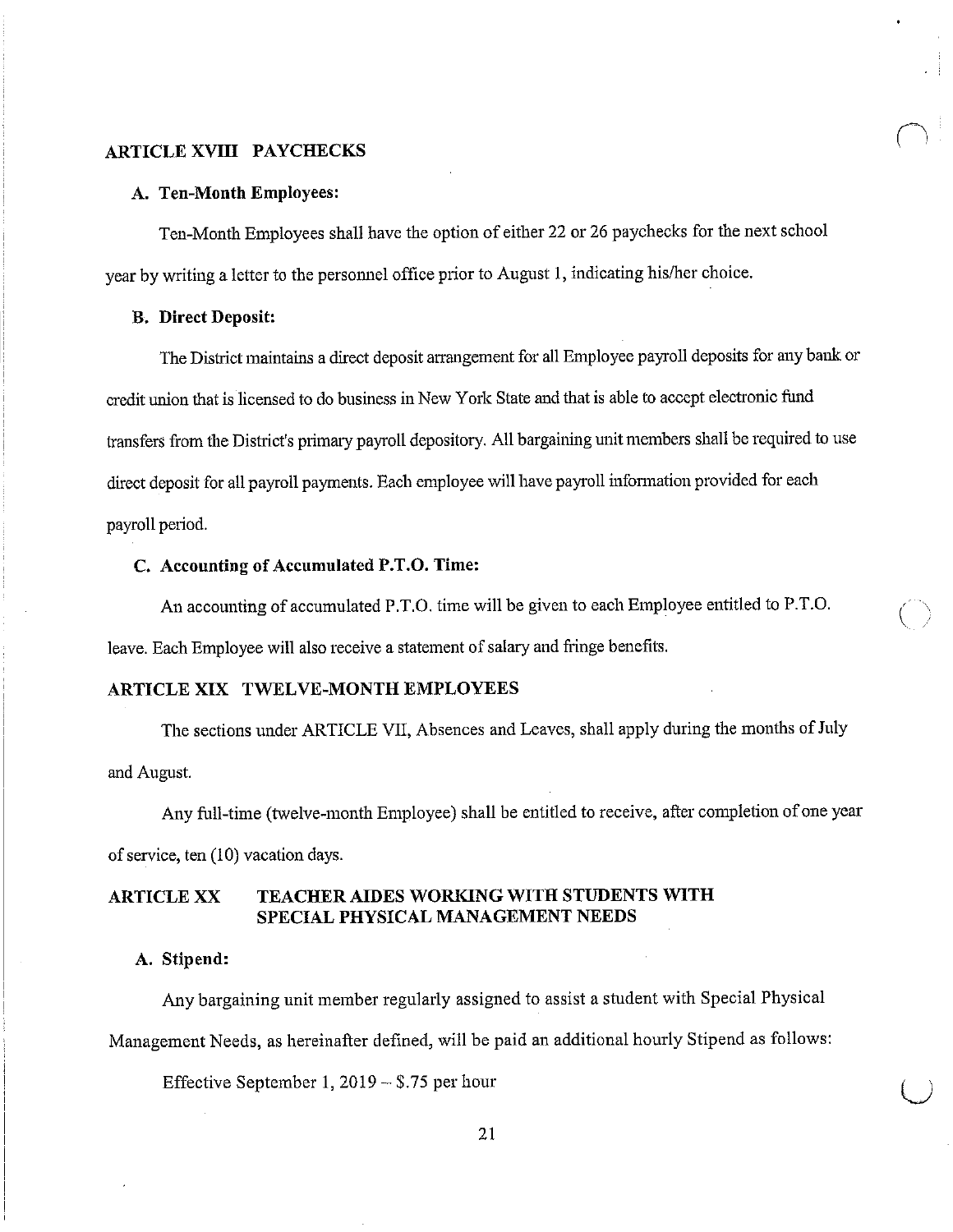## ARTICLE XVIII PAYCHECKS

### A. Ten-Month Employees:

Ten-Month Employees shall have the option of either 22 or 26 paychecks for the next school year by writing a letter to the personnel office prior to August 1, indicating his/her choice.

### B. Direct Deposit:

The District maintains a direct deposit arrangement for all Employee payroll deposits for any bank or credit union that is licensed to do business in New York State and that is able to accept electronic fund transfers from the District's primary payroll depository. All bargaining unit members shall be required to use direct deposit for all payroll payments. Each employee will have payroll information provided for each payroll period.

### C. Accounting of Accumulated P.T.O. Time:

An accounting of accumulated P.T.O. time will be given to each Employee entitled to P.T.O. leave. Each Employee will also receive a statement of salary and fringe benefits.

## ARTICLE XIX TWELVE-MONTH EMPLOYEES

The sections under ARTICLE VII, Absences and Leaves, shall apply during the months of July and August.

Any full-time (twelve-month Employee) shall be entitled to receive, after completion of one year of service, ten (10) vacation days.

## ARTICLE XX TEACHER AIDES WORKING WITH STUDENTS WITH SPECIAL PHYSICAL MANAGEMENT NEEDS

### A. Stipend:

Any bargaining unit member regularly assigned to assist a student with Special Physical Management Needs, as hereinafter defined, will be paid an additional hourly Stipend as follows:

Effective September 1, 2019 – $.75 per hour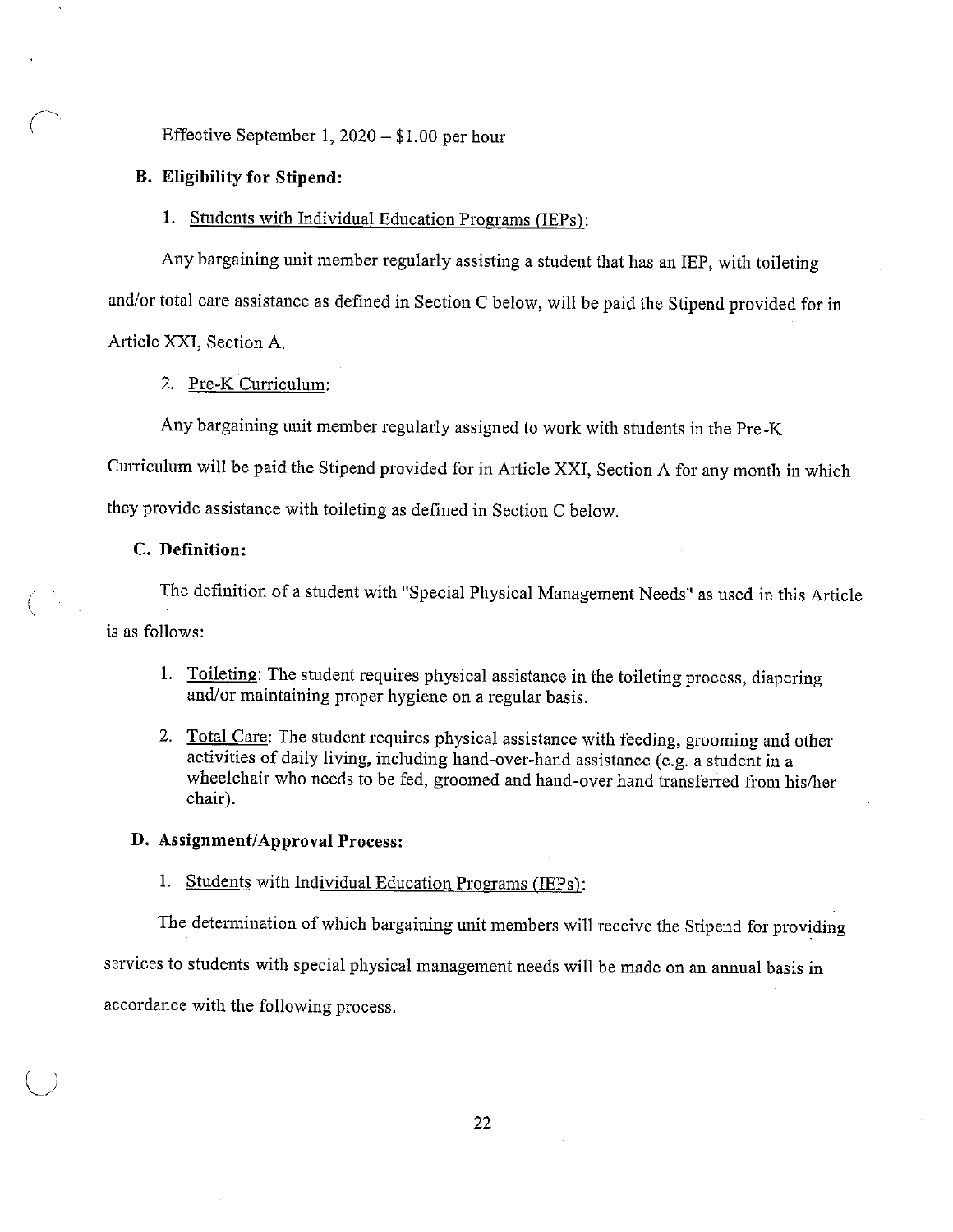Effective September 1, 2020 – $1.00 per hour

**B. Eligibility for Stipend:**

1. Students with Individual Education Programs (IEPs):

Any bargaining unit member regularly assisting a student that has an IEP, with toileting and/or total care assistance as defined in Section C below, will be paid the Stipend provided for in Article XXI, Section A.

2. Pre-K Curriculum:

Any bargaining unit member regularly assigned to work with students in the Pre-K Curriculum will be paid the Stipend provided for in Article XXI, Section A for any month in which they provide assistance with toileting as defined in Section C below.

**C. Definition:**

The definition of a student with "Special Physical Management Needs" as used in this Article is as follows:

1. Toileting: The student requires physical assistance in the toileting process, diapering and/or maintaining proper hygiene on a regular basis.
2. Total Care: The student requires physical assistance with feeding, grooming and other activities of daily living, including hand-over-hand assistance (e.g. a student in a wheelchair who needs to be fed, groomed and hand-over hand transferred from his/her chair).

**D. Assignment/Approval Process:**

1. Students with Individual Education Programs (IEPs):

The determination of which bargaining unit members will receive the Stipend for providing services to students with special physical management needs will be made on an annual basis in accordance with the following process.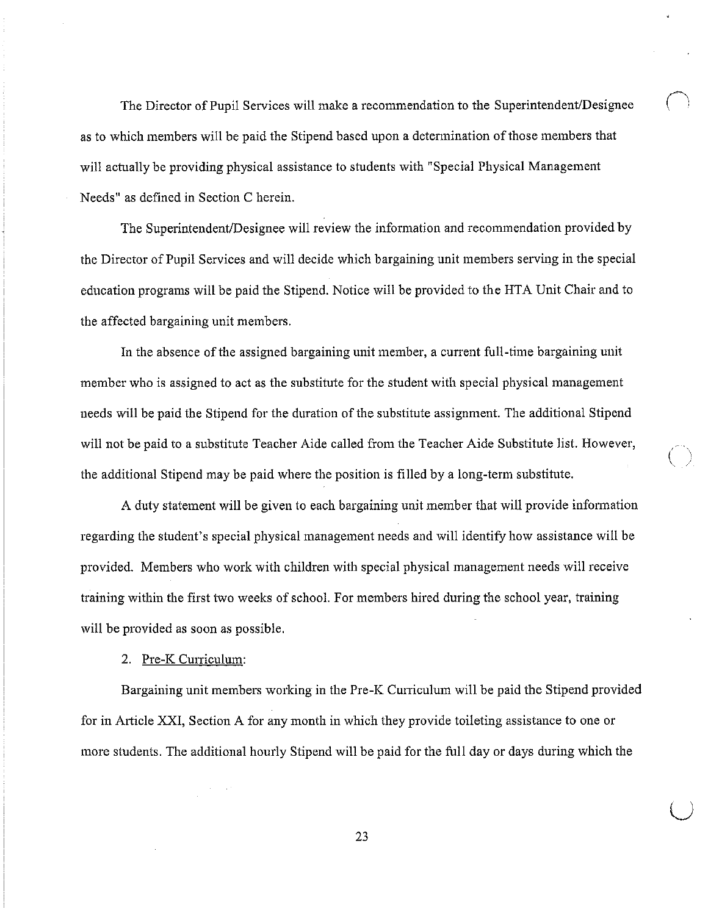The Director of Pupil Services will make a recommendation to the Superintendent/Designee as to which members will be paid the Stipend based upon a determination of those members that will actually be providing physical assistance to students with "Special Physical Management Needs" as defined in Section C herein.

The Superintendent/Designee will review the information and recommendation provided by the Director of Pupil Services and will decide which bargaining unit members serving in the special education programs will be paid the Stipend. Notice will be provided to the HTA Unit Chair and to the affected bargaining unit members.

In the absence of the assigned bargaining unit member, a current full-time bargaining unit member who is assigned to act as the substitute for the student with special physical management needs will be paid the Stipend for the duration of the substitute assignment. The additional Stipend will not be paid to a substitute Teacher Aide called from the Teacher Aide Substitute list. However, the additional Stipend may be paid where the position is filled by a long-term substitute.

A duty statement will be given to each bargaining unit member that will provide information regarding the student's special physical management needs and will identify how assistance will be provided. Members who work with children with special physical management needs will receive training within the first two weeks of school. For members hired during the school year, training will be provided as soon as possible.

2. Pre-K Curriculum:

Bargaining unit members working in the Pre-K Curriculum will be paid the Stipend provided for in Article XXI, Section A for any month in which they provide toileting assistance to one or more students. The additional hourly Stipend will be paid for the full day or days during which the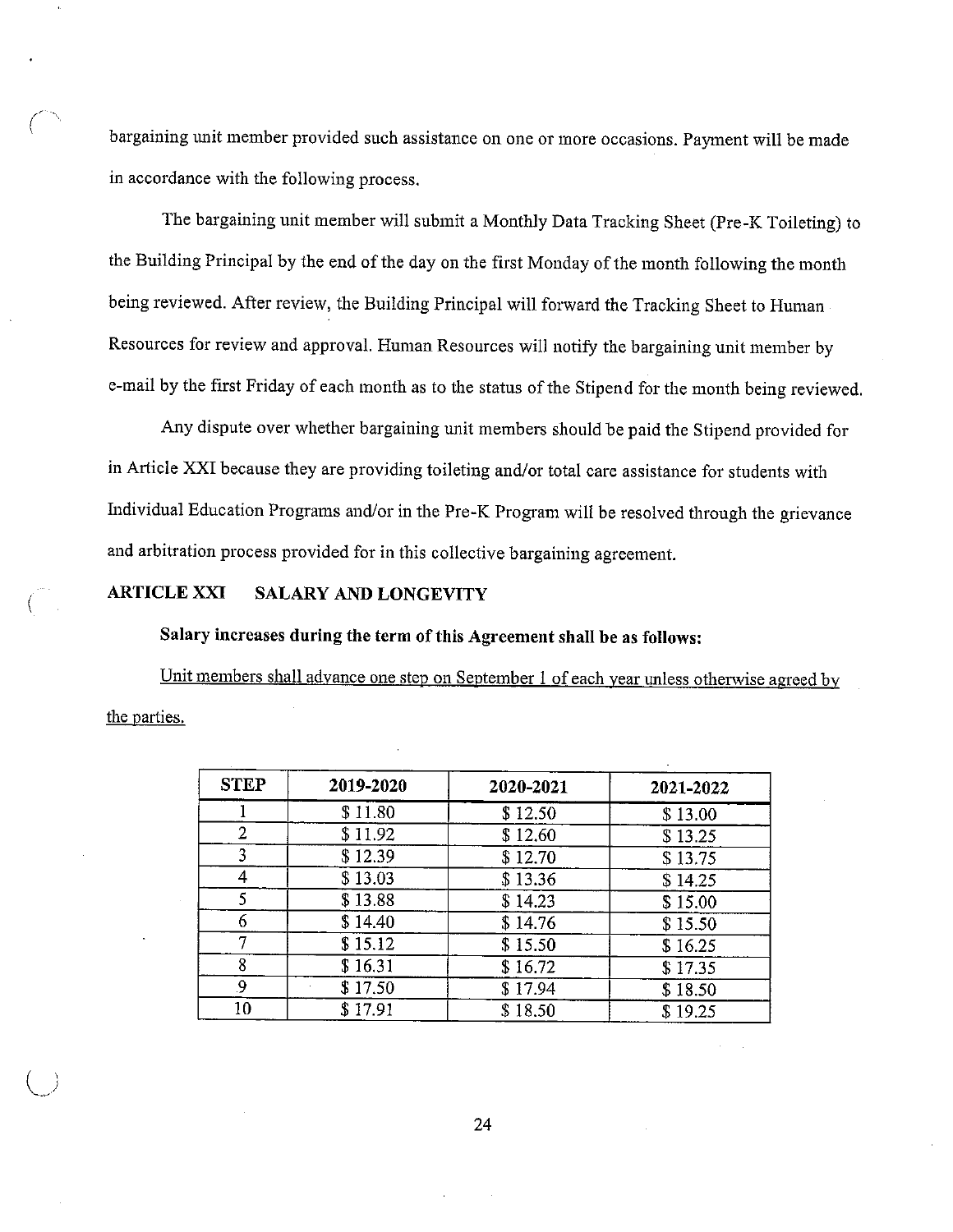bargaining unit member provided such assistance on one or more occasions. Payment will be made in accordance with the following process.

The bargaining unit member will submit a Monthly Data Tracking Sheet (Pre-K Toileting) to the Building Principal by the end of the day on the first Monday of the month following the month being reviewed. After review, the Building Principal will forward the Tracking Sheet to Human Resources for review and approval. Human Resources will notify the bargaining unit member by e-mail by the first Friday of each month as to the status of the Stipend for the month being reviewed.

Any dispute over whether bargaining unit members should be paid the Stipend provided for in Article XXI because they are providing toileting and/or total care assistance for students with Individual Education Programs and/or in the Pre-K Program will be resolved through the grievance and arbitration process provided for in this collective bargaining agreement.

## ARTICLE XXI SALARY AND LONGEVITY

**Salary increases during the term of this Agreement shall be as follows:**

Unit members shall advance one step on September 1 of each year unless otherwise agreed by the parties.

| STEP | 2019-2020 | 2020-2021 | 2021-2022 |
|---|---|---|---|
| 1 | $ 11.80 | $ 12.50 | $ 13.00 |
| 2 | $ 11.92 | $ 12.60 | $ 13.25 |
| 3 | $ 12.39 | $ 12.70 | $ 13.75 |
| 4 | $ 13.03 | $ 13.36 | $ 14.25 |
| 5 | $ 13.88 | $ 14.23 | $ 15.00 |
| 6 | $ 14.40 | $ 14.76 | $ 15.50 |
| 7 | $ 15.12 | $ 15.50 | $ 16.25 |
| 8 | $ 16.31 | $ 16.72 | $ 17.35 |
| 9 | $ 17.50 | $ 17.94 | $ 18.50 |
| 10 | $ 17.91 | $ 18.50 | $ 19.25 |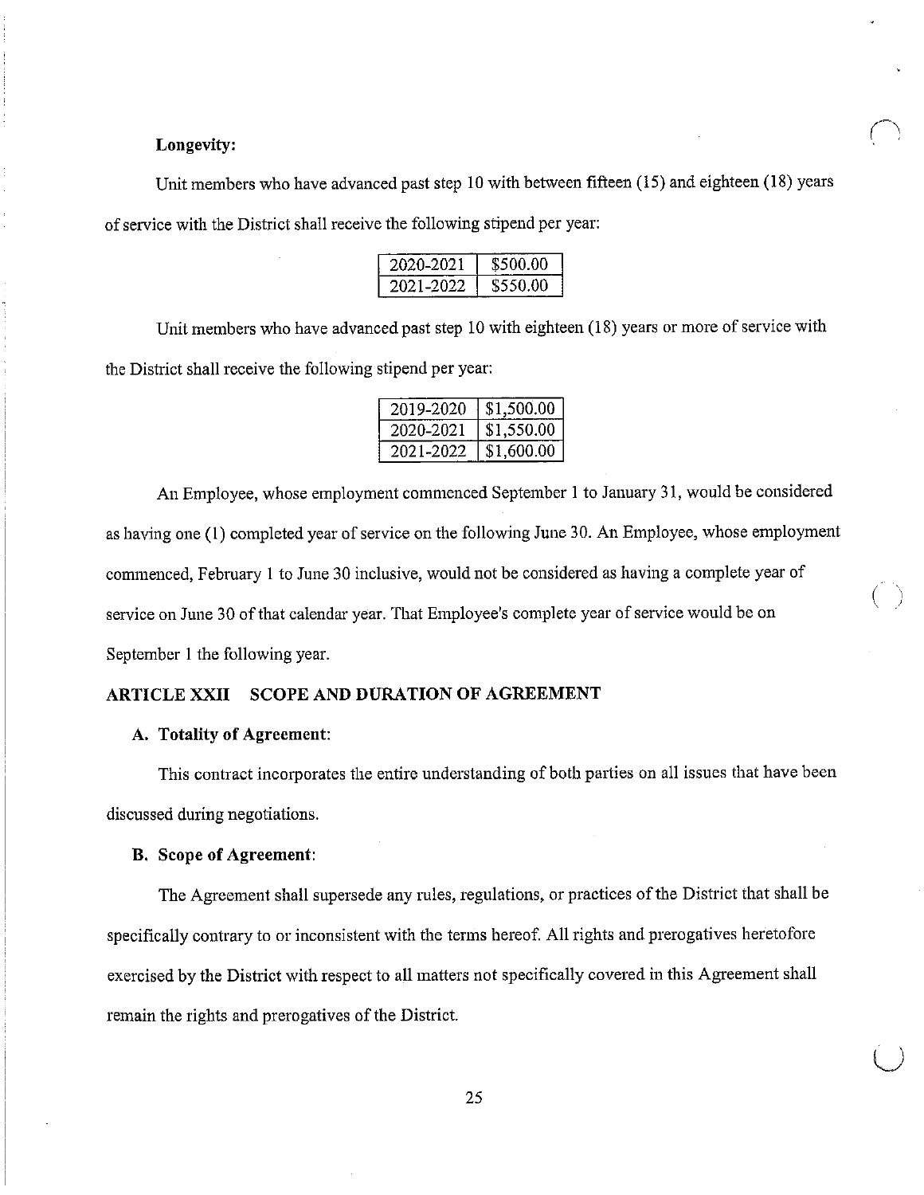**Longevity:**

Unit members who have advanced past step 10 with between fifteen (15) and eighteen (18) years of service with the District shall receive the following stipend per year:

| 2020-2021 | $500.00 |
|---|---|
| 2021-2022 | $550.00 |

Unit members who have advanced past step 10 with eighteen (18) years or more of service with the District shall receive the following stipend per year:

| 2019-2020 | $1,500.00 |
|---|---|
| 2020-2021 | $1,550.00 |
| 2021-2022 | $1,600.00 |

An Employee, whose employment commenced September 1 to January 31, would be considered as having one (1) completed year of service on the following June 30. An Employee, whose employment commenced, February 1 to June 30 inclusive, would not be considered as having a complete year of service on June 30 of that calendar year. That Employee's complete year of service would be on September 1 the following year.

## ARTICLE XXII SCOPE AND DURATION OF AGREEMENT

**A. Totality of Agreement:**

This contract incorporates the entire understanding of both parties on all issues that have been discussed during negotiations.

**B. Scope of Agreement:**

The Agreement shall supersede any rules, regulations, or practices of the District that shall be specifically contrary to or inconsistent with the terms hereof. All rights and prerogatives heretofore exercised by the District with respect to all matters not specifically covered in this Agreement shall remain the rights and prerogatives of the District.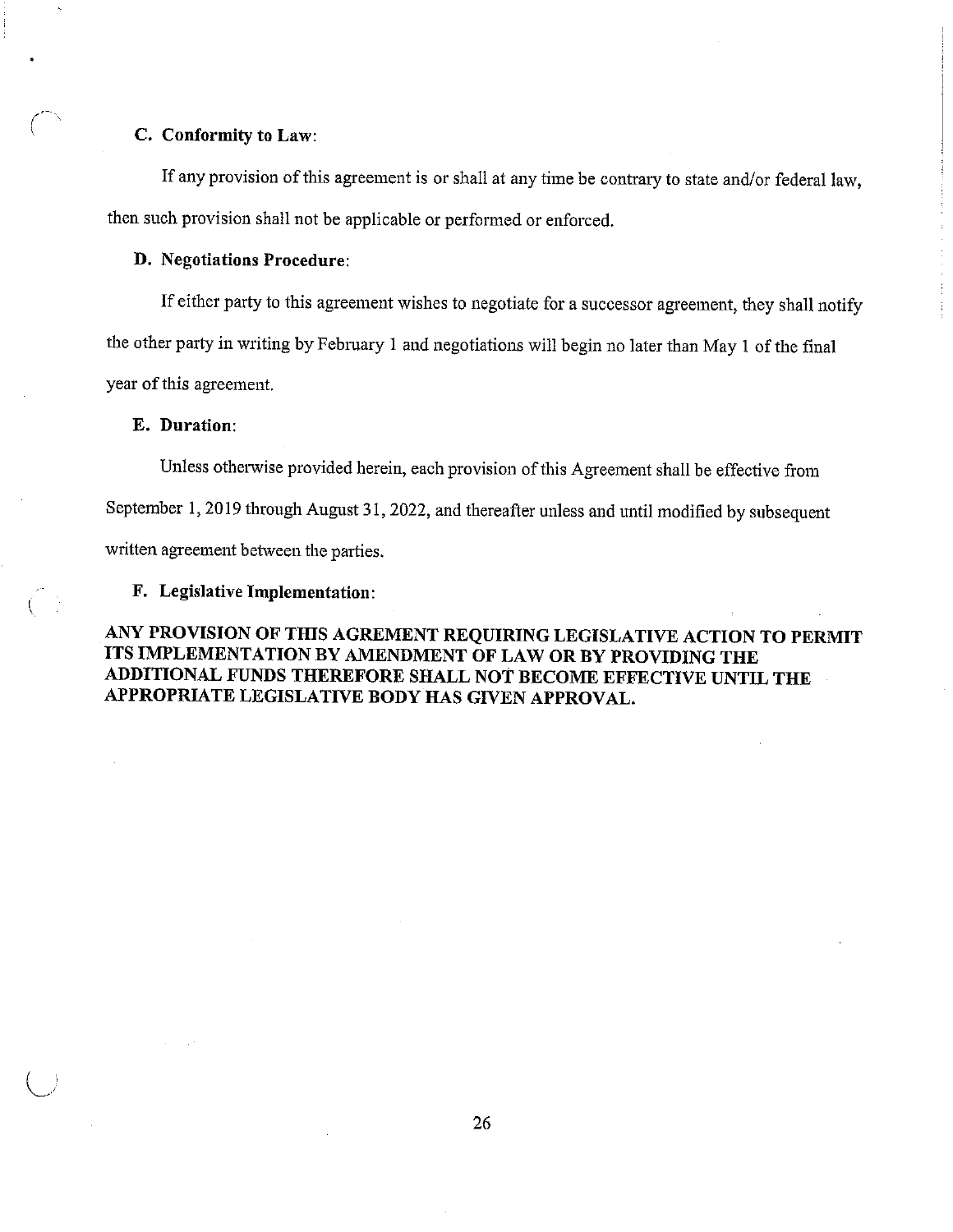**C. Conformity to Law:**

If any provision of this agreement is or shall at any time be contrary to state and/or federal law, then such provision shall not be applicable or performed or enforced.

**D. Negotiations Procedure:**

If either party to this agreement wishes to negotiate for a successor agreement, they shall notify the other party in writing by February 1 and negotiations will begin no later than May 1 of the final year of this agreement.

**E. Duration:**

Unless otherwise provided herein, each provision of this Agreement shall be effective from September 1, 2019 through August 31, 2022, and thereafter unless and until modified by subsequent written agreement between the parties.

**F. Legislative Implementation:**

**ANY PROVISION OF THIS AGREMENT REQUIRING LEGISLATIVE ACTION TO PERMIT ITS IMPLEMENTATION BY AMENDMENT OF LAW OR BY PROVIDING THE ADDITIONAL FUNDS THEREFORE SHALL NOT BECOME EFFECTIVE UNTIL THE APPROPRIATE LEGISLATIVE BODY HAS GIVEN APPROVAL.**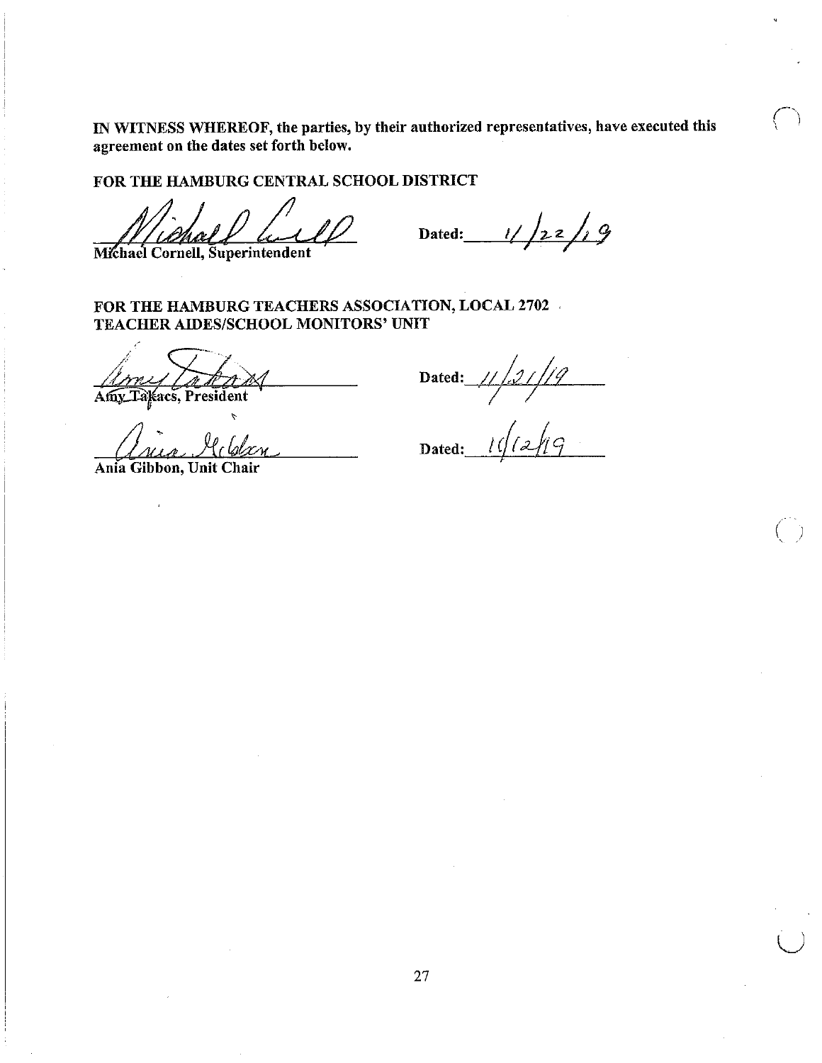**IN WITNESS WHEREOF, the parties, by their authorized representatives, have executed this agreement on the dates set forth below.**

**FOR THE HAMBURG CENTRAL SCHOOL DISTRICT**

Michael Cornell, Superintendent

Dated: 11/22/19

**FOR THE HAMBURG TEACHERS ASSOCIATION, LOCAL 2702**
**TEACHER AIDES/SCHOOL MONITORS' UNIT**

Amy Takacs, President

Dated: 11/21/19

Ania Gibbon, Unit Chair

Dated: 11/12/19